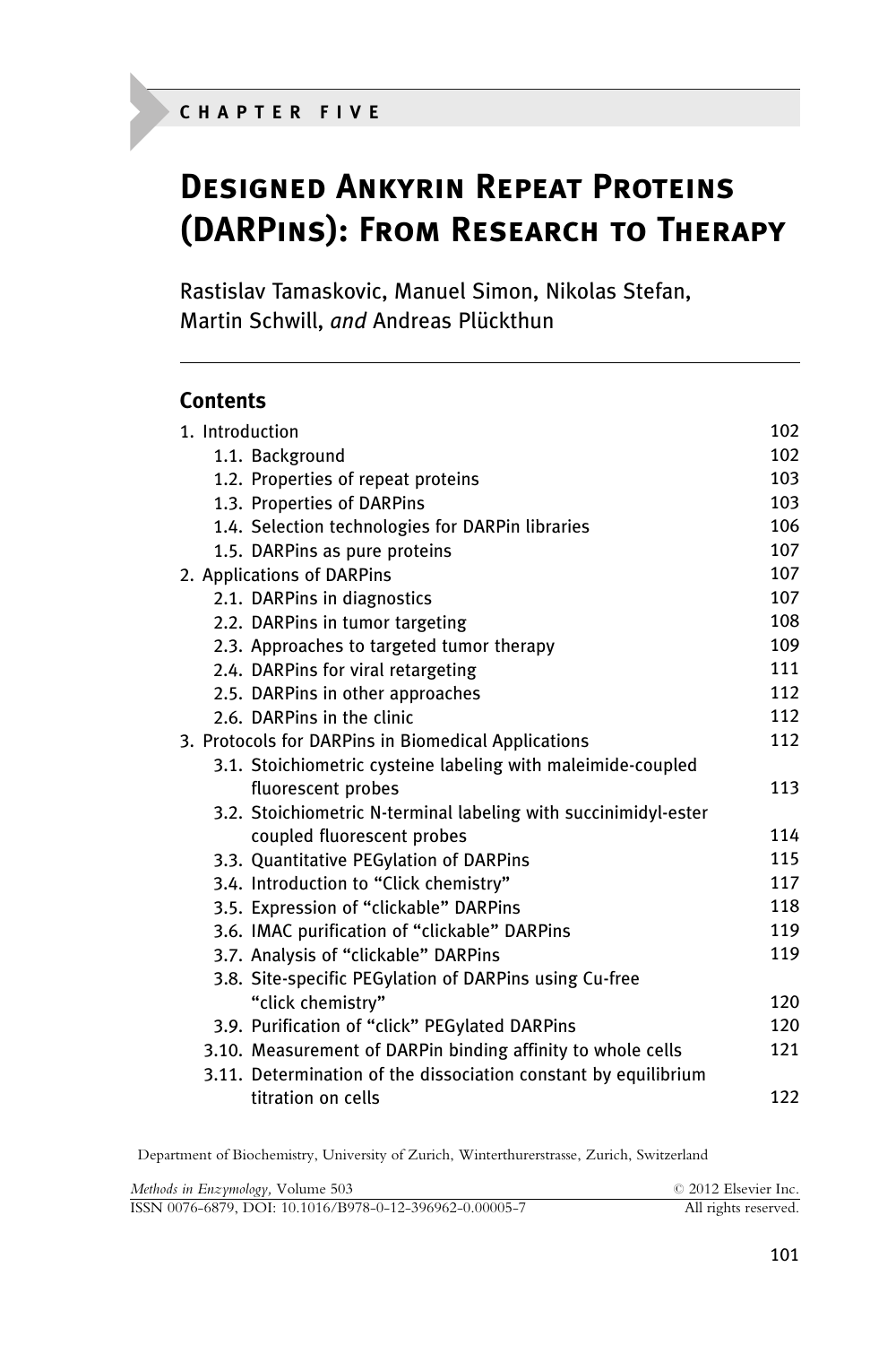CHAPTER FIVE

# Designed Ankyrin Repeat Proteins (DARPins): From Research to Therapy

Rastislav Tamaskovic, Manuel Simon, Nikolas Stefan, Martin Schwill, *and* Andreas Plückthun

## Contents

| | |
|---|---|
| 1. Introduction | 102 |
| 1.1. Background | 102 |
| 1.2. Properties of repeat proteins | 103 |
| 1.3. Properties of DARPins | 103 |
| 1.4. Selection technologies for DARPin libraries | 106 |
| 1.5. DARPins as pure proteins | 107 |
| 2. Applications of DARPins | 107 |
| 2.1. DARPins in diagnostics | 107 |
| 2.2. DARPins in tumor targeting | 108 |
| 2.3. Approaches to targeted tumor therapy | 109 |
| 2.4. DARPins for viral retargeting | 111 |
| 2.5. DARPins in other approaches | 112 |
| 2.6. DARPins in the clinic | 112 |
| 3. Protocols for DARPins in Biomedical Applications | 112 |
| 3.1. Stoichiometric cysteine labeling with maleimide-coupled fluorescent probes | 113 |
| 3.2. Stoichiometric N-terminal labeling with succinimidyl-ester coupled fluorescent probes | 114 |
| 3.3. Quantitative PEGylation of DARPins | 115 |
| 3.4. Introduction to "Click chemistry" | 117 |
| 3.5. Expression of "clickable" DARPins | 118 |
| 3.6. IMAC purification of "clickable" DARPins | 119 |
| 3.7. Analysis of "clickable" DARPins | 119 |
| 3.8. Site-specific PEGylation of DARPins using Cu-free "click chemistry" | 120 |
| 3.9. Purification of "click" PEGylated DARPins | 120 |
| 3.10. Measurement of DARPin binding affinity to whole cells | 121 |
| 3.11. Determination of the dissociation constant by equilibrium titration on cells | 122 |

Department of Biochemistry, University of Zurich, Winterthurerstrasse, Zurich, Switzerland

*Methods in Enzymology,* Volume 503 © 2012 Elsevier Inc.
ISSN 0076-6879, DOI: 10.1016/B978-0-12-396962-0.00005-7 All rights reserved.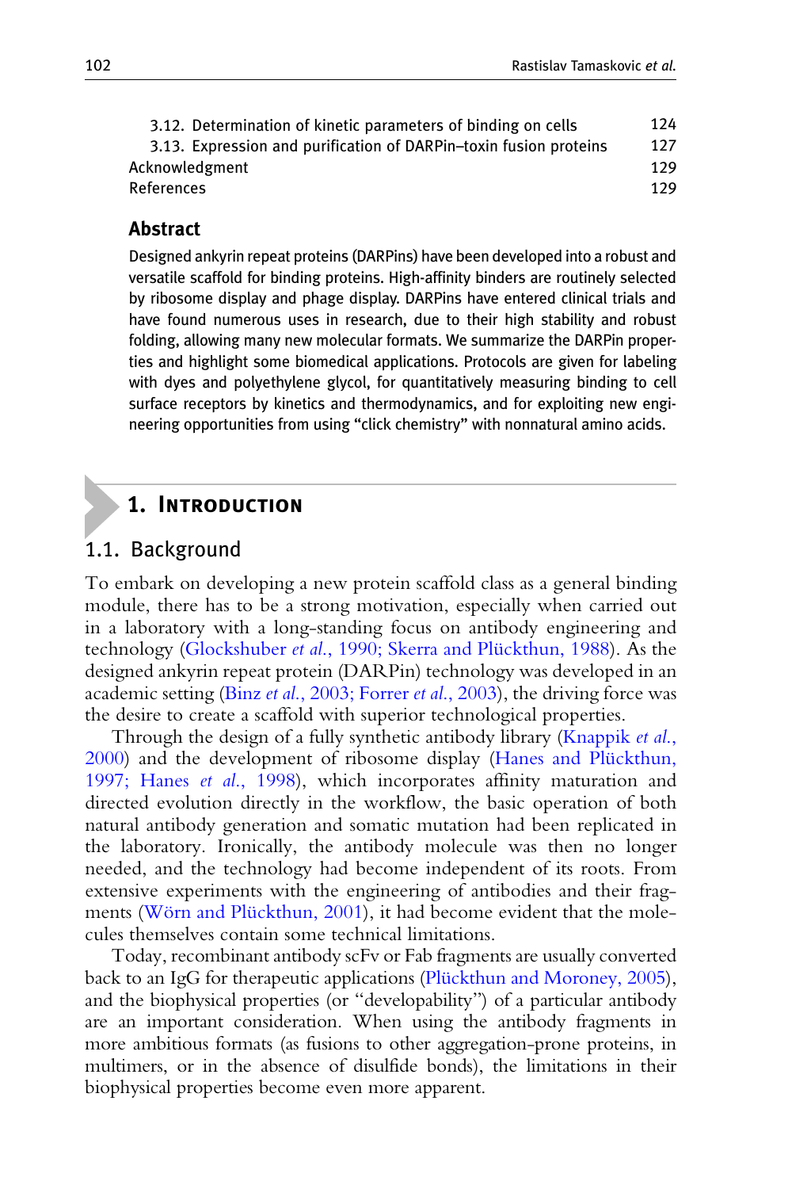3.12. Determination of kinetic parameters of binding on cells 124
3.13. Expression and purification of DARPin–toxin fusion proteins 127
Acknowledgment 129
References 129

## Abstract

Designed ankyrin repeat proteins (DARPins) have been developed into a robust and versatile scaffold for binding proteins. High-affinity binders are routinely selected by ribosome display and phage display. DARPins have entered clinical trials and have found numerous uses in research, due to their high stability and robust folding, allowing many new molecular formats. We summarize the DARPin properties and highlight some biomedical applications. Protocols are given for labeling with dyes and polyethylene glycol, for quantitatively measuring binding to cell surface receptors by kinetics and thermodynamics, and for exploiting new engineering opportunities from using "click chemistry" with nonnatural amino acids.

# 1. Introduction

## 1.1. Background

To embark on developing a new protein scaffold class as a general binding module, there has to be a strong motivation, especially when carried out in a laboratory with a long-standing focus on antibody engineering and technology (Glockshuber *et al.*, 1990; Skerra and Plückthun, 1988). As the designed ankyrin repeat protein (DARPin) technology was developed in an academic setting (Binz *et al.*, 2003; Forrer *et al.*, 2003), the driving force was the desire to create a scaffold with superior technological properties.

Through the design of a fully synthetic antibody library (Knappik *et al.*, 2000) and the development of ribosome display (Hanes and Plückthun, 1997; Hanes *et al.*, 1998), which incorporates affinity maturation and directed evolution directly in the workflow, the basic operation of both natural antibody generation and somatic mutation had been replicated in the laboratory. Ironically, the antibody molecule was then no longer needed, and the technology had become independent of its roots. From extensive experiments with the engineering of antibodies and their fragments (Wörn and Plückthun, 2001), it had become evident that the molecules themselves contain some technical limitations.

Today, recombinant antibody scFv or Fab fragments are usually converted back to an IgG for therapeutic applications (Plückthun and Moroney, 2005), and the biophysical properties (or "developability") of a particular antibody are an important consideration. When using the antibody fragments in more ambitious formats (as fusions to other aggregation-prone proteins, in multimers, or in the absence of disulfide bonds), the limitations in their biophysical properties become even more apparent.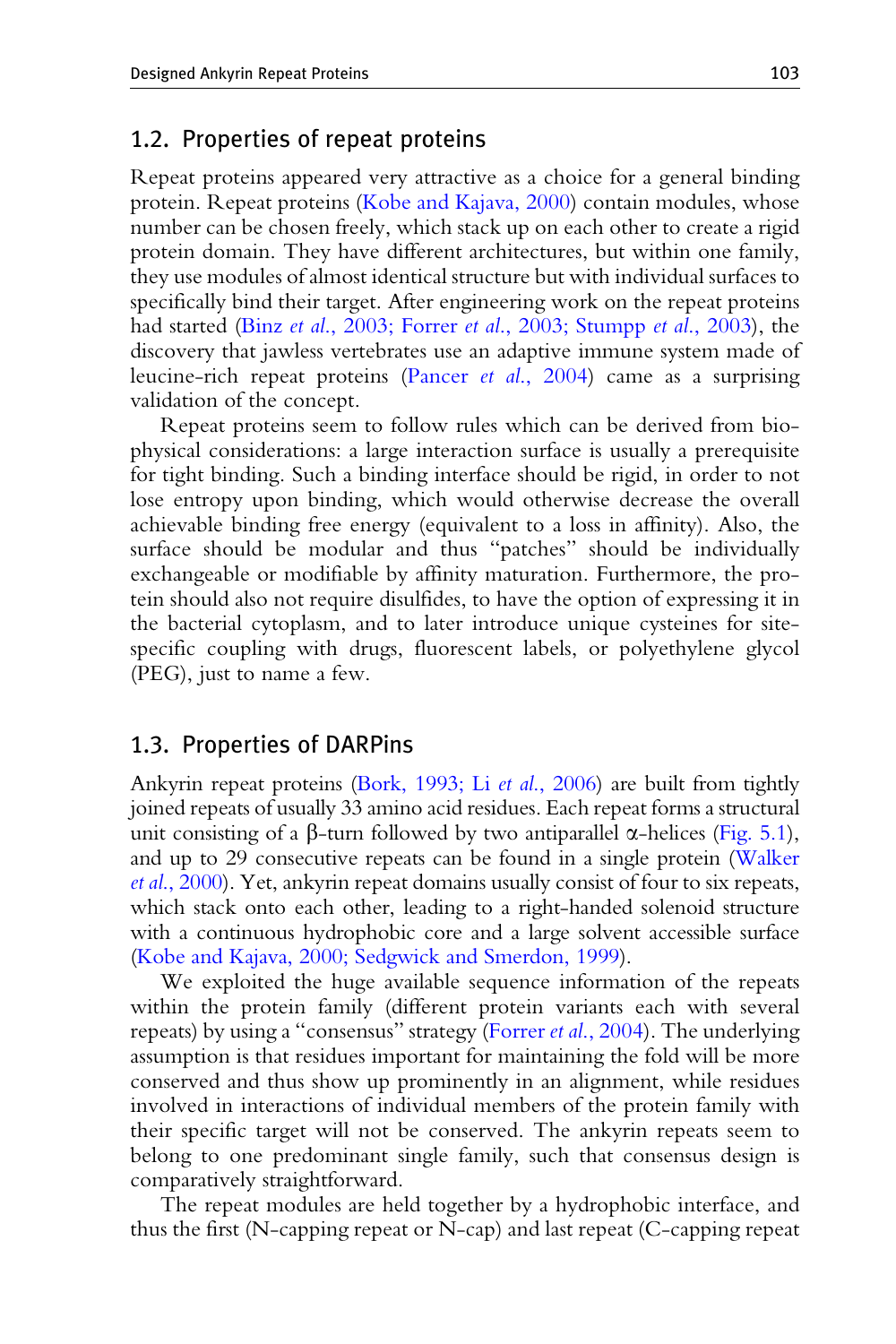## 1.2. Properties of repeat proteins

Repeat proteins appeared very attractive as a choice for a general binding protein. Repeat proteins (Kobe and Kajava, 2000) contain modules, whose number can be chosen freely, which stack up on each other to create a rigid protein domain. They have different architectures, but within one family, they use modules of almost identical structure but with individual surfaces to specifically bind their target. After engineering work on the repeat proteins had started (Binz *et al*., 2003; Forrer *et al*., 2003; Stumpp *et al*., 2003), the discovery that jawless vertebrates use an adaptive immune system made of leucine-rich repeat proteins (Pancer *et al*., 2004) came as a surprising validation of the concept.

Repeat proteins seem to follow rules which can be derived from biophysical considerations: a large interaction surface is usually a prerequisite for tight binding. Such a binding interface should be rigid, in order to not lose entropy upon binding, which would otherwise decrease the overall achievable binding free energy (equivalent to a loss in affinity). Also, the surface should be modular and thus "patches" should be individually exchangeable or modifiable by affinity maturation. Furthermore, the protein should also not require disulfides, to have the option of expressing it in the bacterial cytoplasm, and to later introduce unique cysteines for site-specific coupling with drugs, fluorescent labels, or polyethylene glycol (PEG), just to name a few.

## 1.3. Properties of DARPins

Ankyrin repeat proteins (Bork, 1993; Li *et al*., 2006) are built from tightly joined repeats of usually 33 amino acid residues. Each repeat forms a structural unit consisting of a β-turn followed by two antiparallel α-helices (Fig. 5.1), and up to 29 consecutive repeats can be found in a single protein (Walker *et al*., 2000). Yet, ankyrin repeat domains usually consist of four to six repeats, which stack onto each other, leading to a right-handed solenoid structure with a continuous hydrophobic core and a large solvent accessible surface (Kobe and Kajava, 2000; Sedgwick and Smerdon, 1999).

We exploited the huge available sequence information of the repeats within the protein family (different protein variants each with several repeats) by using a "consensus" strategy (Forrer *et al*., 2004). The underlying assumption is that residues important for maintaining the fold will be more conserved and thus show up prominently in an alignment, while residues involved in interactions of individual members of the protein family with their specific target will not be conserved. The ankyrin repeats seem to belong to one predominant single family, such that consensus design is comparatively straightforward.

The repeat modules are held together by a hydrophobic interface, and thus the first (N-capping repeat or N-cap) and last repeat (C-capping repeat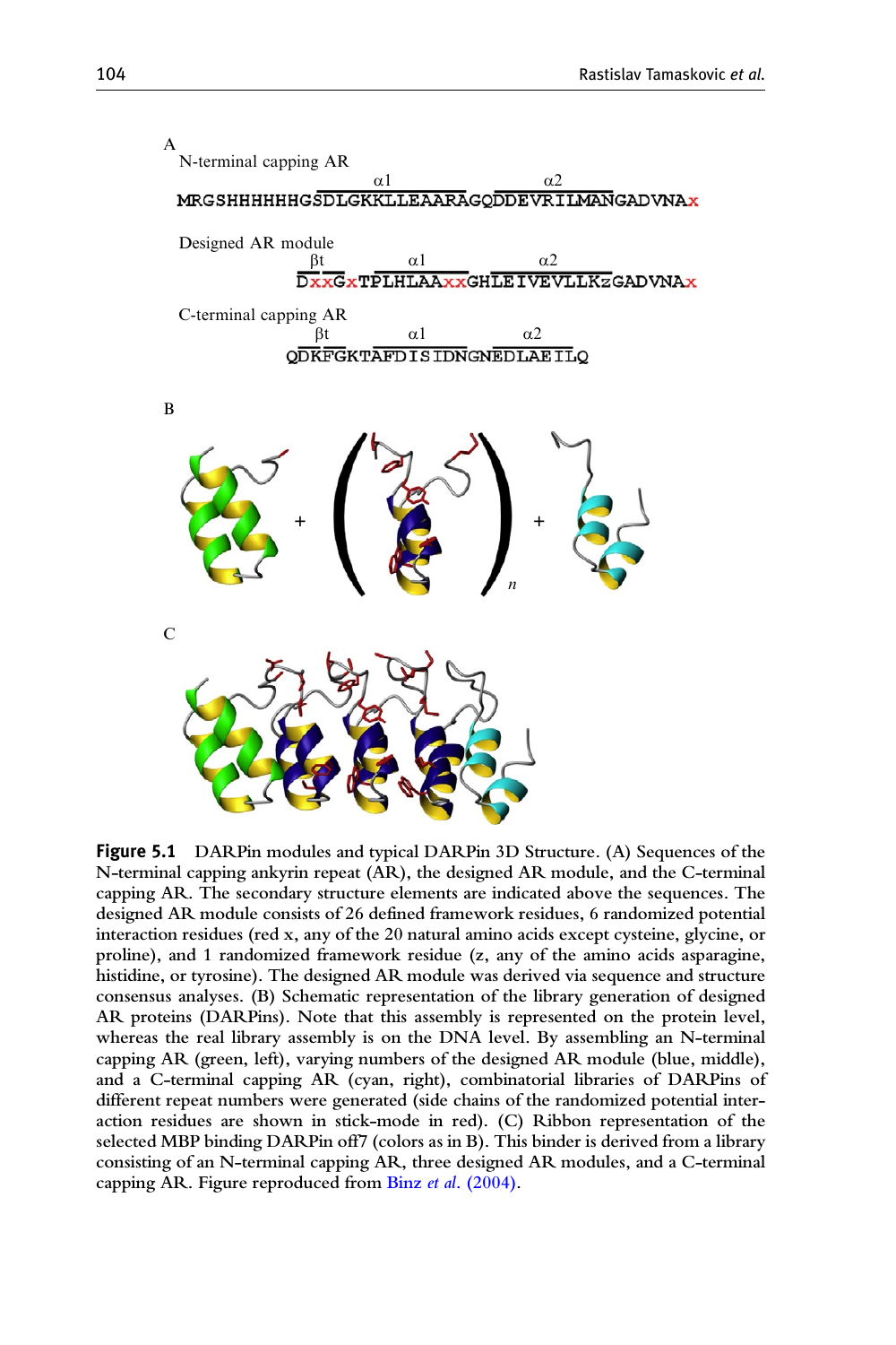A

N-terminal capping AR

```
               α1              α2
MRGSHHHHHHGSDLGKKLLEAARAGQDDEVRILMANGADVNAx
```

Designed AR module

```
βt        α1           α2
DxxGxTPLHLAAxxGHLEIVEVLLKzGADVNAx
```

C-terminal capping AR

```
  βt        α1          α2
QDKFGKTAFDISIDNGNEDLAEILQ
```

B

C

**Figure 5.1** DARPin modules and typical DARPin 3D Structure. (A) Sequences of the N-terminal capping ankyrin repeat (AR), the designed AR module, and the C-terminal capping AR. The secondary structure elements are indicated above the sequences. The designed AR module consists of 26 defined framework residues, 6 randomized potential interaction residues (red x, any of the 20 natural amino acids except cysteine, glycine, or proline), and 1 randomized framework residue (z, any of the amino acids asparagine, histidine, or tyrosine). The designed AR module was derived via sequence and structure consensus analyses. (B) Schematic representation of the library generation of designed AR proteins (DARPins). Note that this assembly is represented on the protein level, whereas the real library assembly is on the DNA level. By assembling an N-terminal capping AR (green, left), varying numbers of the designed AR module (blue, middle), and a C-terminal capping AR (cyan, right), combinatorial libraries of DARPins of different repeat numbers were generated (side chains of the randomized potential interaction residues are shown in stick-mode in red). (C) Ribbon representation of the selected MBP binding DARPin off7 (colors as in B). This binder is derived from a library consisting of an N-terminal capping AR, three designed AR modules, and a C-terminal capping AR. Figure reproduced from Binz *et al*. (2004).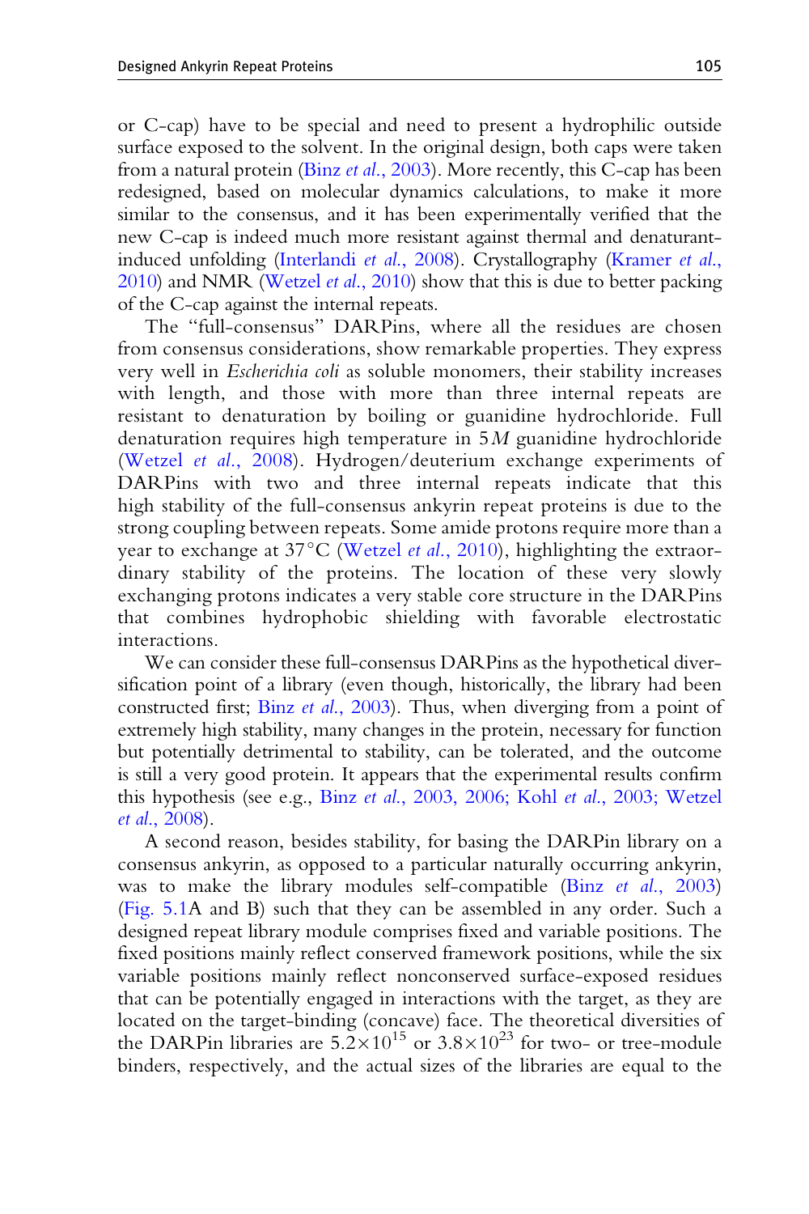or C-cap) have to be special and need to present a hydrophilic outside surface exposed to the solvent. In the original design, both caps were taken from a natural protein (Binz *et al.*, 2003). More recently, this C-cap has been redesigned, based on molecular dynamics calculations, to make it more similar to the consensus, and it has been experimentally verified that the new C-cap is indeed much more resistant against thermal and denaturant-induced unfolding (Interlandi *et al.*, 2008). Crystallography (Kramer *et al.*, 2010) and NMR (Wetzel *et al.*, 2010) show that this is due to better packing of the C-cap against the internal repeats.

The "full-consensus" DARPins, where all the residues are chosen from consensus considerations, show remarkable properties. They express very well in *Escherichia coli* as soluble monomers, their stability increases with length, and those with more than three internal repeats are resistant to denaturation by boiling or guanidine hydrochloride. Full denaturation requires high temperature in 5$M$ guanidine hydrochloride (Wetzel *et al.*, 2008). Hydrogen/deuterium exchange experiments of DARPins with two and three internal repeats indicate that this high stability of the full-consensus ankyrin repeat proteins is due to the strong coupling between repeats. Some amide protons require more than a year to exchange at 37 °C (Wetzel *et al.*, 2010), highlighting the extraordinary stability of the proteins. The location of these very slowly exchanging protons indicates a very stable core structure in the DARPins that combines hydrophobic shielding with favorable electrostatic interactions.

We can consider these full-consensus DARPins as the hypothetical diversification point of a library (even though, historically, the library had been constructed first; Binz *et al.*, 2003). Thus, when diverging from a point of extremely high stability, many changes in the protein, necessary for function but potentially detrimental to stability, can be tolerated, and the outcome is still a very good protein. It appears that the experimental results confirm this hypothesis (see e.g., Binz *et al.*, 2003, 2006; Kohl *et al.*, 2003; Wetzel *et al.*, 2008).

A second reason, besides stability, for basing the DARPin library on a consensus ankyrin, as opposed to a particular naturally occurring ankyrin, was to make the library modules self-compatible (Binz *et al.*, 2003) (Fig. 5.1A and B) such that they can be assembled in any order. Such a designed repeat library module comprises fixed and variable positions. The fixed positions mainly reflect conserved framework positions, while the six variable positions mainly reflect nonconserved surface-exposed residues that can be potentially engaged in interactions with the target, as they are located on the target-binding (concave) face. The theoretical diversities of the DARPin libraries are $5.2\times10^{15}$ or $3.8\times10^{23}$ for two- or tree-module binders, respectively, and the actual sizes of the libraries are equal to the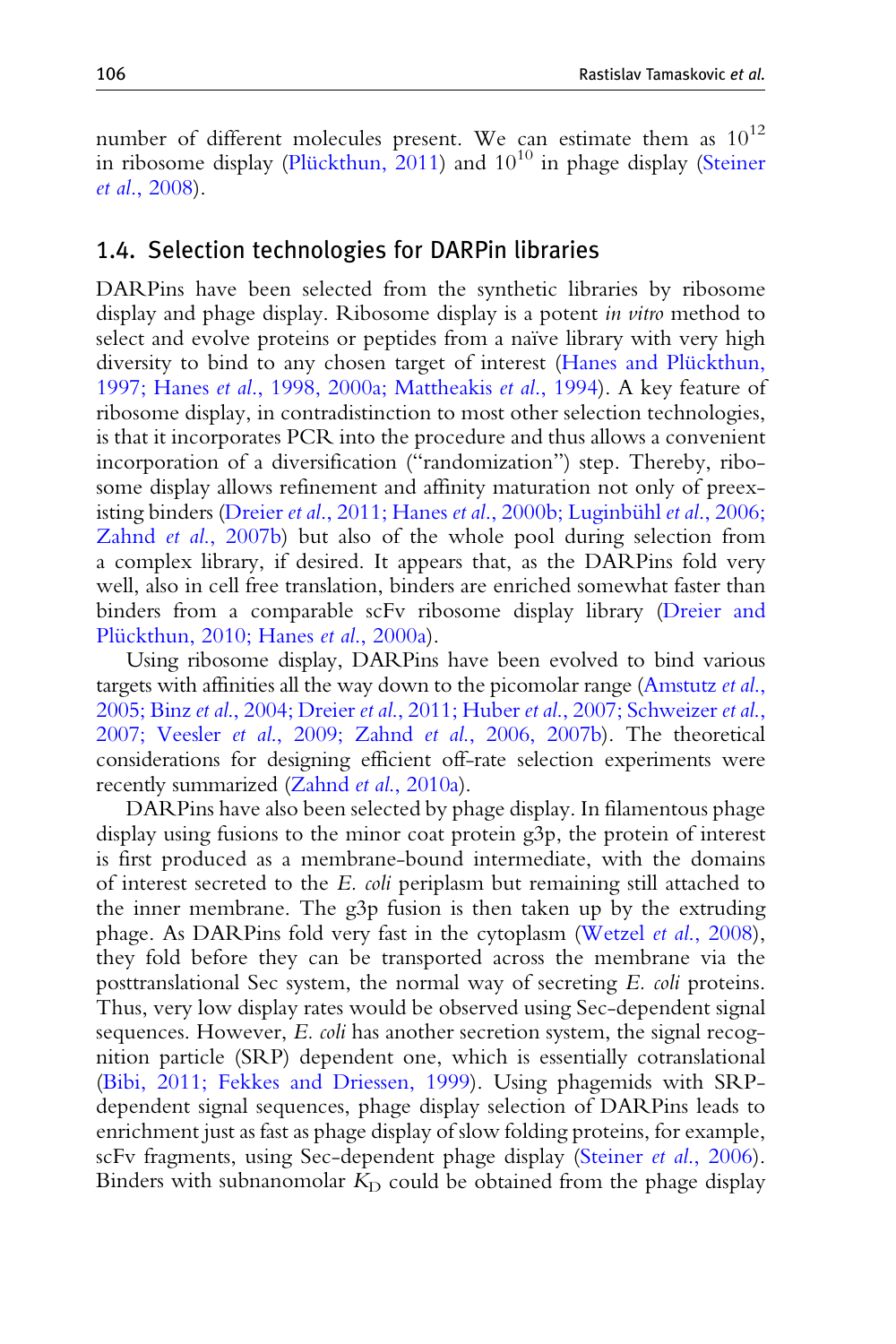number of different molecules present. We can estimate them as $10^{12}$ in ribosome display (Plückthun, 2011) and $10^{10}$ in phage display (Steiner *et al.*, 2008).

### 1.4. Selection technologies for DARPin libraries

DARPins have been selected from the synthetic libraries by ribosome display and phage display. Ribosome display is a potent *in vitro* method to select and evolve proteins or peptides from a naïve library with very high diversity to bind to any chosen target of interest (Hanes and Plückthun, 1997; Hanes *et al.*, 1998, 2000a; Mattheakis *et al.*, 1994). A key feature of ribosome display, in contradistinction to most other selection technologies, is that it incorporates PCR into the procedure and thus allows a convenient incorporation of a diversification ("randomization") step. Thereby, ribosome display allows refinement and affinity maturation not only of preexisting binders (Dreier *et al.*, 2011; Hanes *et al.*, 2000b; Luginbühl *et al.*, 2006; Zahnd *et al.*, 2007b) but also of the whole pool during selection from a complex library, if desired. It appears that, as the DARPins fold very well, also in cell free translation, binders are enriched somewhat faster than binders from a comparable scFv ribosome display library (Dreier and Plückthun, 2010; Hanes *et al.*, 2000a).

Using ribosome display, DARPins have been evolved to bind various targets with affinities all the way down to the picomolar range (Amstutz *et al.*, 2005; Binz *et al.*, 2004; Dreier *et al.*, 2011; Huber *et al.*, 2007; Schweizer *et al.*, 2007; Veesler *et al.*, 2009; Zahnd *et al.*, 2006, 2007b). The theoretical considerations for designing efficient off-rate selection experiments were recently summarized (Zahnd *et al.*, 2010a).

DARPins have also been selected by phage display. In filamentous phage display using fusions to the minor coat protein g3p, the protein of interest is first produced as a membrane-bound intermediate, with the domains of interest secreted to the *E. coli* periplasm but remaining still attached to the inner membrane. The g3p fusion is then taken up by the extruding phage. As DARPins fold very fast in the cytoplasm (Wetzel *et al.*, 2008), they fold before they can be transported across the membrane via the posttranslational Sec system, the normal way of secreting *E. coli* proteins. Thus, very low display rates would be observed using Sec-dependent signal sequences. However, *E. coli* has another secretion system, the signal recognition particle (SRP) dependent one, which is essentially cotranslational (Bibi, 2011; Fekkes and Driessen, 1999). Using phagemids with SRP-dependent signal sequences, phage display selection of DARPins leads to enrichment just as fast as phage display of slow folding proteins, for example, scFv fragments, using Sec-dependent phage display (Steiner *et al.*, 2006). Binders with subnanomolar $K_D$ could be obtained from the phage display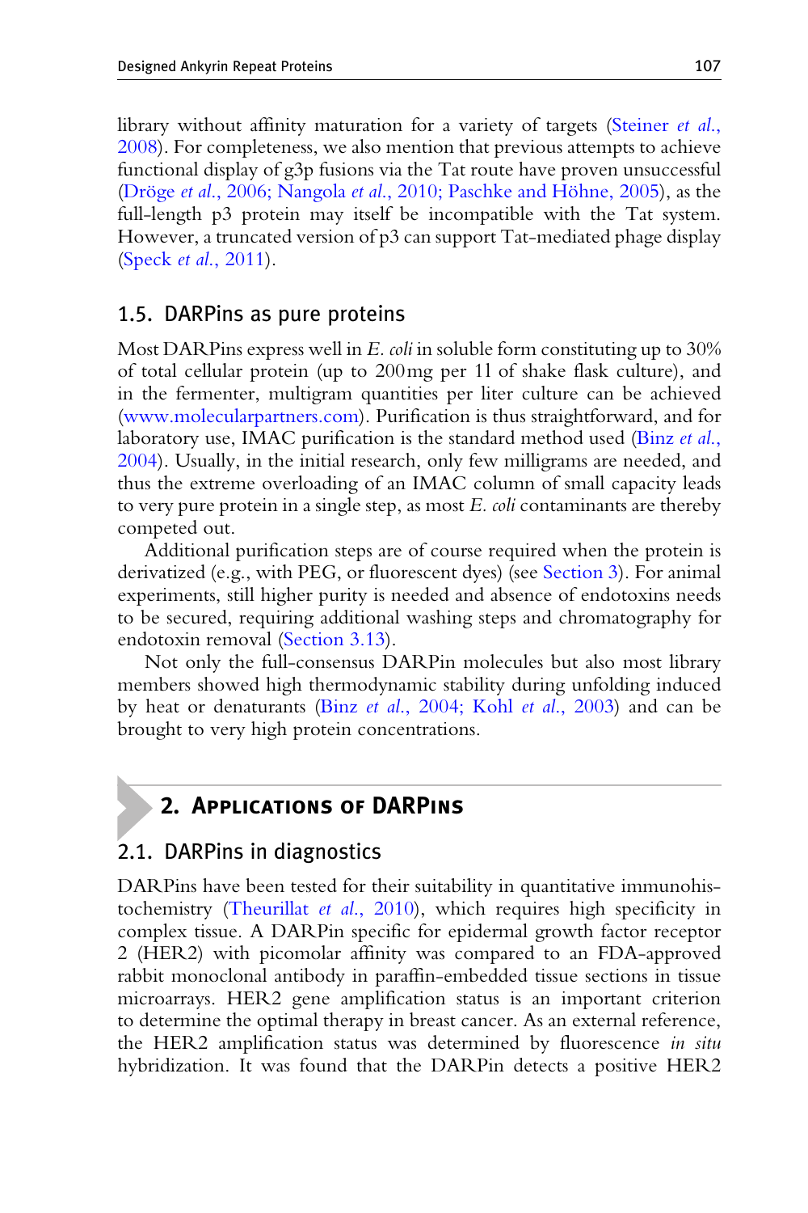library without affinity maturation for a variety of targets (Steiner *et al.*, 2008). For completeness, we also mention that previous attempts to achieve functional display of g3p fusions via the Tat route have proven unsuccessful (Dröge *et al.*, 2006; Nangola *et al.*, 2010; Paschke and Höhne, 2005), as the full-length p3 protein may itself be incompatible with the Tat system. However, a truncated version of p3 can support Tat-mediated phage display (Speck *et al.*, 2011).

### 1.5. DARPins as pure proteins

Most DARPins express well in *E. coli* in soluble form constituting up to 30% of total cellular protein (up to 200 mg per 1 l of shake flask culture), and in the fermenter, multigram quantities per liter culture can be achieved (www.molecularpartners.com). Purification is thus straightforward, and for laboratory use, IMAC purification is the standard method used (Binz *et al.*, 2004). Usually, in the initial research, only few milligrams are needed, and thus the extreme overloading of an IMAC column of small capacity leads to very pure protein in a single step, as most *E. coli* contaminants are thereby competed out.

Additional purification steps are of course required when the protein is derivatized (e.g., with PEG, or fluorescent dyes) (see Section 3). For animal experiments, still higher purity is needed and absence of endotoxins needs to be secured, requiring additional washing steps and chromatography for endotoxin removal (Section 3.13).

Not only the full-consensus DARPin molecules but also most library members showed high thermodynamic stability during unfolding induced by heat or denaturants (Binz *et al.*, 2004; Kohl *et al.*, 2003) and can be brought to very high protein concentrations.

## 2. Applications of DARPins

### 2.1. DARPins in diagnostics

DARPins have been tested for their suitability in quantitative immunohistochemistry (Theurillat *et al.*, 2010), which requires high specificity in complex tissue. A DARPin specific for epidermal growth factor receptor 2 (HER2) with picomolar affinity was compared to an FDA-approved rabbit monoclonal antibody in paraffin-embedded tissue sections in tissue microarrays. HER2 gene amplification status is an important criterion to determine the optimal therapy in breast cancer. As an external reference, the HER2 amplification status was determined by fluorescence *in situ* hybridization. It was found that the DARPin detects a positive HER2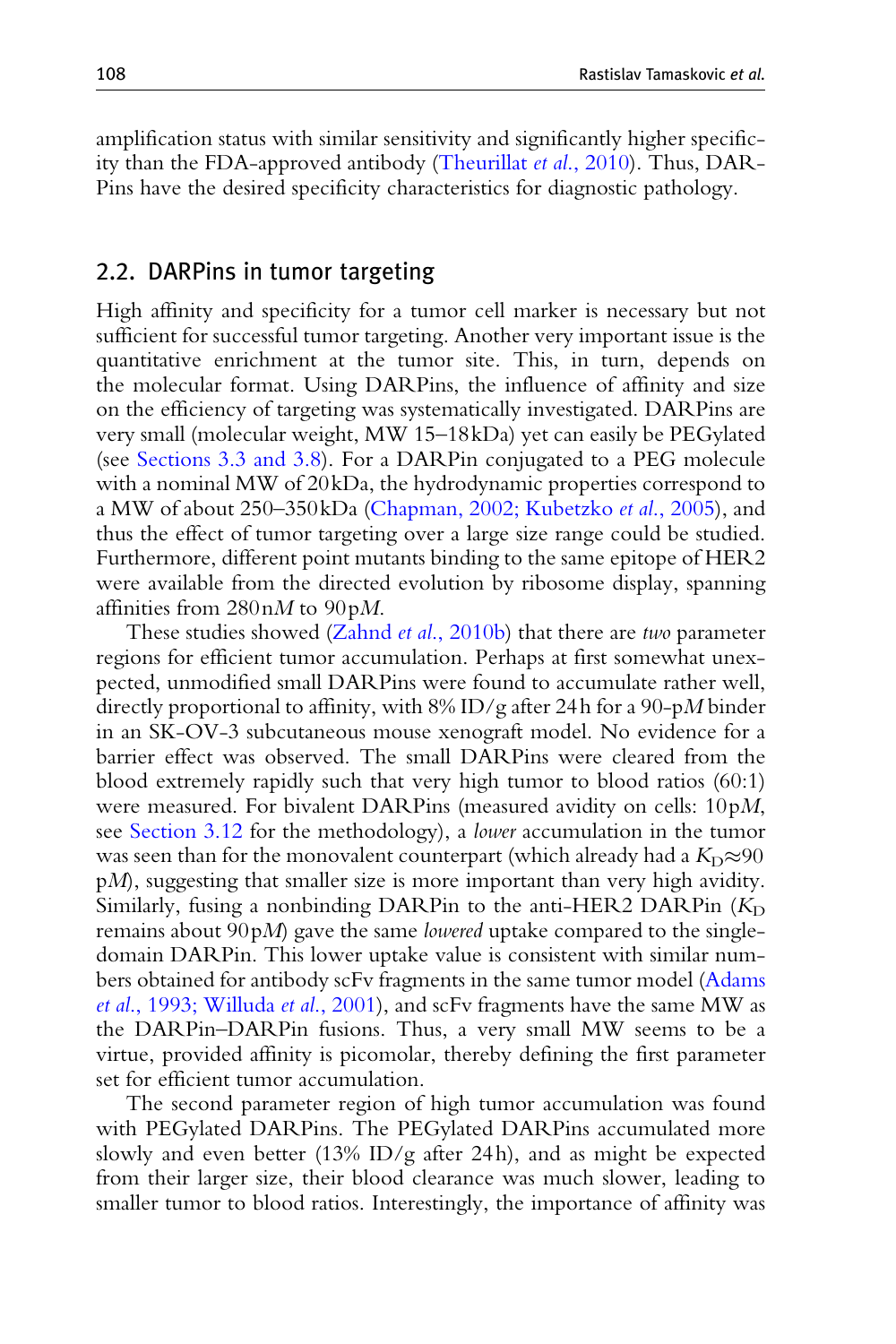amplification status with similar sensitivity and significantly higher specificity than the FDA-approved antibody (Theurillat *et al.*, 2010). Thus, DARPins have the desired specificity characteristics for diagnostic pathology.

## 2.2. DARPins in tumor targeting

High affinity and specificity for a tumor cell marker is necessary but not sufficient for successful tumor targeting. Another very important issue is the quantitative enrichment at the tumor site. This, in turn, depends on the molecular format. Using DARPins, the influence of affinity and size on the efficiency of targeting was systematically investigated. DARPins are very small (molecular weight, MW 15–18 kDa) yet can easily be PEGylated (see Sections 3.3 and 3.8). For a DARPin conjugated to a PEG molecule with a nominal MW of 20 kDa, the hydrodynamic properties correspond to a MW of about 250–350 kDa (Chapman, 2002; Kubetzko *et al.*, 2005), and thus the effect of tumor targeting over a large size range could be studied. Furthermore, different point mutants binding to the same epitope of HER2 were available from the directed evolution by ribosome display, spanning affinities from 280 n*M* to 90 p*M*.

These studies showed (Zahnd *et al.*, 2010b) that there are *two* parameter regions for efficient tumor accumulation. Perhaps at first somewhat unexpected, unmodified small DARPins were found to accumulate rather well, directly proportional to affinity, with 8% ID/g after 24 h for a 90-p*M* binder in an SK-OV-3 subcutaneous mouse xenograft model. No evidence for a barrier effect was observed. The small DARPins were cleared from the blood extremely rapidly such that very high tumor to blood ratios (60:1) were measured. For bivalent DARPins (measured avidity on cells: 10 p*M*, see Section 3.12 for the methodology), a *lower* accumulation in the tumor was seen than for the monovalent counterpart (which already had a $K_D \approx 90$ p*M*), suggesting that smaller size is more important than very high avidity. Similarly, fusing a nonbinding DARPin to the anti-HER2 DARPin ($K_D$ remains about 90 p*M*) gave the same *lowered* uptake compared to the single-domain DARPin. This lower uptake value is consistent with similar numbers obtained for antibody scFv fragments in the same tumor model (Adams *et al.*, 1993; Willuda *et al.*, 2001), and scFv fragments have the same MW as the DARPin–DARPin fusions. Thus, a very small MW seems to be a virtue, provided affinity is picomolar, thereby defining the first parameter set for efficient tumor accumulation.

The second parameter region of high tumor accumulation was found with PEGylated DARPins. The PEGylated DARPins accumulated more slowly and even better (13% ID/g after 24 h), and as might be expected from their larger size, their blood clearance was much slower, leading to smaller tumor to blood ratios. Interestingly, the importance of affinity was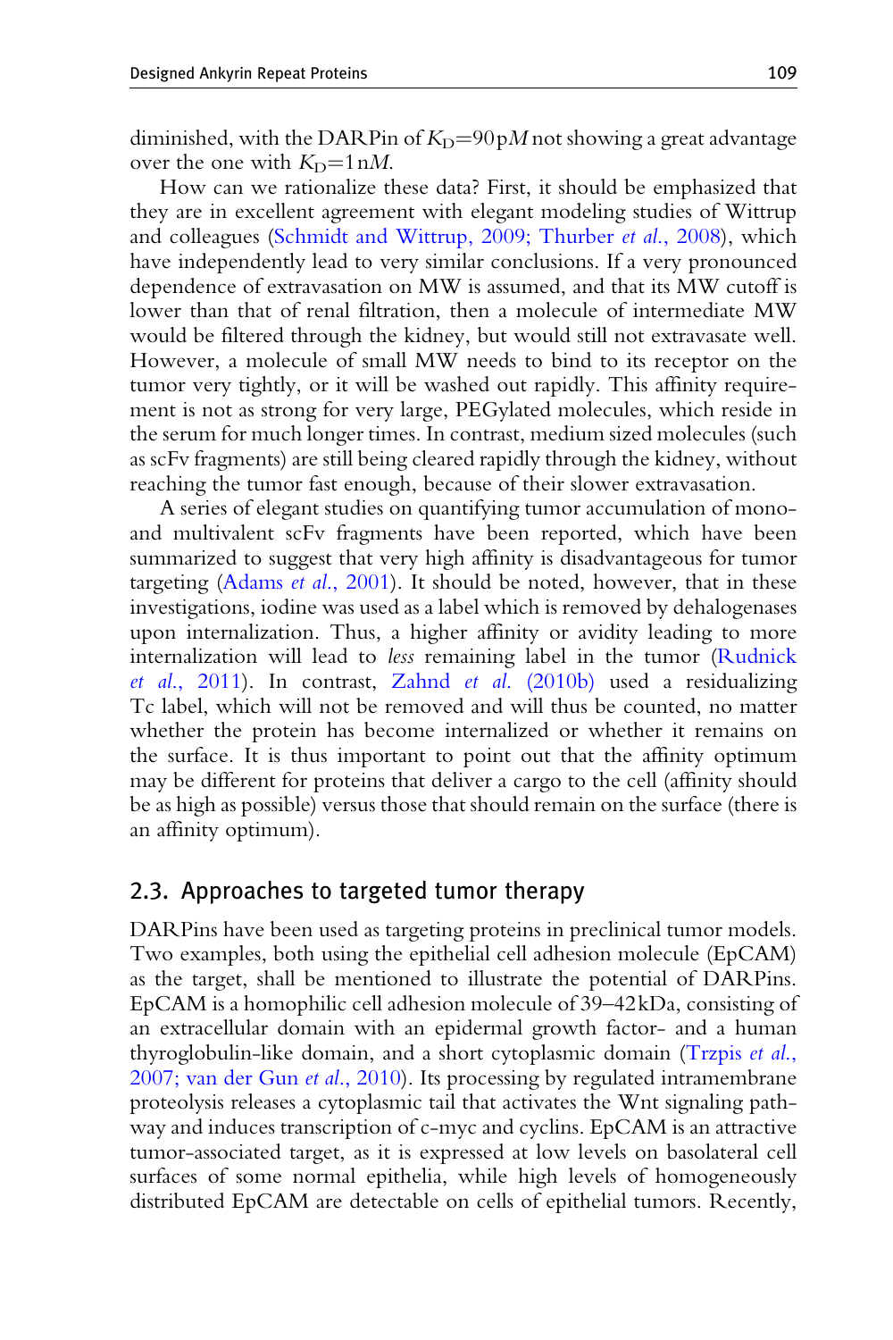diminished, with the DARPin of $K_D$=90 p*M* not showing a great advantage over the one with $K_D$=1 n*M*.

How can we rationalize these data? First, it should be emphasized that they are in excellent agreement with elegant modeling studies of Wittrup and colleagues (Schmidt and Wittrup, 2009; Thurber *et al.*, 2008), which have independently lead to very similar conclusions. If a very pronounced dependence of extravasation on MW is assumed, and that its MW cutoff is lower than that of renal filtration, then a molecule of intermediate MW would be filtered through the kidney, but would still not extravasate well. However, a molecule of small MW needs to bind to its receptor on the tumor very tightly, or it will be washed out rapidly. This affinity requirement is not as strong for very large, PEGylated molecules, which reside in the serum for much longer times. In contrast, medium sized molecules (such as scFv fragments) are still being cleared rapidly through the kidney, without reaching the tumor fast enough, because of their slower extravasation.

A series of elegant studies on quantifying tumor accumulation of mono- and multivalent scFv fragments have been reported, which have been summarized to suggest that very high affinity is disadvantageous for tumor targeting (Adams *et al.*, 2001). It should be noted, however, that in these investigations, iodine was used as a label which is removed by dehalogenases upon internalization. Thus, a higher affinity or avidity leading to more internalization will lead to *less* remaining label in the tumor (Rudnick *et al.*, 2011). In contrast, Zahnd *et al.* (2010b) used a residualizing Tc label, which will not be removed and will thus be counted, no matter whether the protein has become internalized or whether it remains on the surface. It is thus important to point out that the affinity optimum may be different for proteins that deliver a cargo to the cell (affinity should be as high as possible) versus those that should remain on the surface (there is an affinity optimum).

## 2.3. Approaches to targeted tumor therapy

DARPins have been used as targeting proteins in preclinical tumor models. Two examples, both using the epithelial cell adhesion molecule (EpCAM) as the target, shall be mentioned to illustrate the potential of DARPins. EpCAM is a homophilic cell adhesion molecule of 39–42 kDa, consisting of an extracellular domain with an epidermal growth factor- and a human thyroglobulin-like domain, and a short cytoplasmic domain (Trzpis *et al.*, 2007; van der Gun *et al.*, 2010). Its processing by regulated intramembrane proteolysis releases a cytoplasmic tail that activates the Wnt signaling pathway and induces transcription of c-myc and cyclins. EpCAM is an attractive tumor-associated target, as it is expressed at low levels on basolateral cell surfaces of some normal epithelia, while high levels of homogeneously distributed EpCAM are detectable on cells of epithelial tumors. Recently,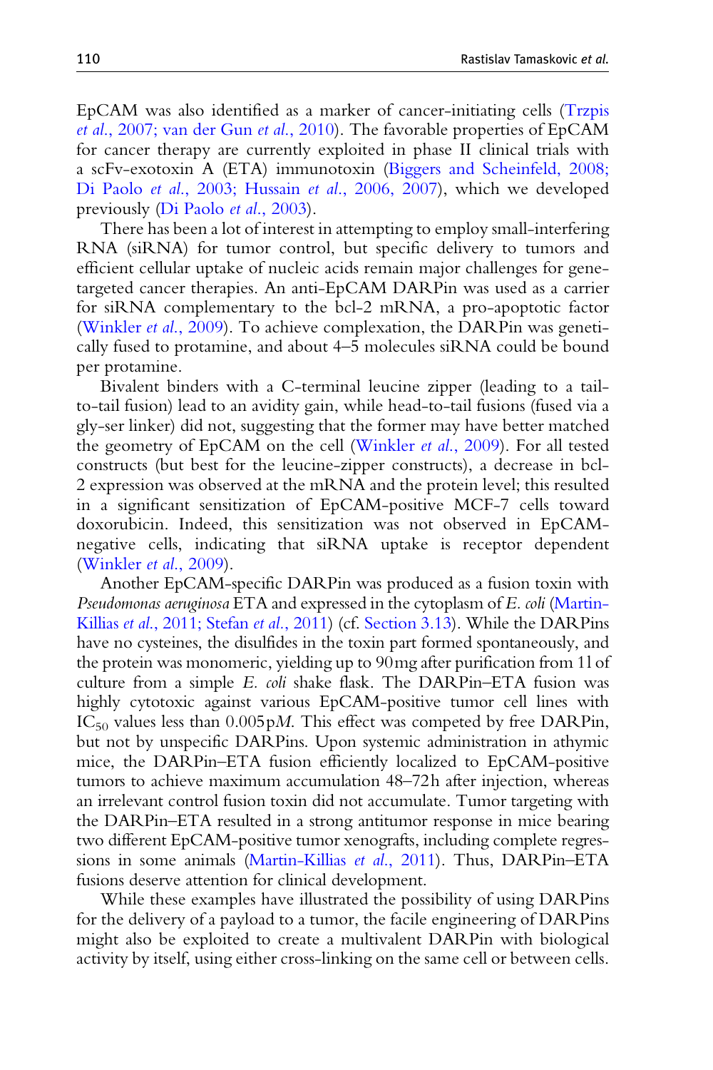EpCAM was also identified as a marker of cancer-initiating cells (Trzpis *et al.*, 2007; van der Gun *et al.*, 2010). The favorable properties of EpCAM for cancer therapy are currently exploited in phase II clinical trials with a scFv-exotoxin A (ETA) immunotoxin (Biggers and Scheinfeld, 2008; Di Paolo *et al.*, 2003; Hussain *et al.*, 2006, 2007), which we developed previously (Di Paolo *et al.*, 2003).

There has been a lot of interest in attempting to employ small-interfering RNA (siRNA) for tumor control, but specific delivery to tumors and efficient cellular uptake of nucleic acids remain major challenges for gene-targeted cancer therapies. An anti-EpCAM DARPin was used as a carrier for siRNA complementary to the bcl-2 mRNA, a pro-apoptotic factor (Winkler *et al.*, 2009). To achieve complexation, the DARPin was genetically fused to protamine, and about 4–5 molecules siRNA could be bound per protamine.

Bivalent binders with a C-terminal leucine zipper (leading to a tail-to-tail fusion) lead to an avidity gain, while head-to-tail fusions (fused via a gly-ser linker) did not, suggesting that the former may have better matched the geometry of EpCAM on the cell (Winkler *et al.*, 2009). For all tested constructs (but best for the leucine-zipper constructs), a decrease in bcl-2 expression was observed at the mRNA and the protein level; this resulted in a significant sensitization of EpCAM-positive MCF-7 cells toward doxorubicin. Indeed, this sensitization was not observed in EpCAM-negative cells, indicating that siRNA uptake is receptor dependent (Winkler *et al.*, 2009).

Another EpCAM-specific DARPin was produced as a fusion toxin with *Pseudomonas aeruginosa* ETA and expressed in the cytoplasm of *E. coli* (Martin-Killias *et al.*, 2011; Stefan *et al.*, 2011) (cf. Section 3.13). While the DARPins have no cysteines, the disulfides in the toxin part formed spontaneously, and the protein was monomeric, yielding up to 90 mg after purification from 1 l of culture from a simple *E. coli* shake flask. The DARPin–ETA fusion was highly cytotoxic against various EpCAM-positive tumor cell lines with $IC_{50}$ values less than 0.005 p*M*. This effect was competed by free DARPin, but not by unspecific DARPins. Upon systemic administration in athymic mice, the DARPin–ETA fusion efficiently localized to EpCAM-positive tumors to achieve maximum accumulation 48–72 h after injection, whereas an irrelevant control fusion toxin did not accumulate. Tumor targeting with the DARPin–ETA resulted in a strong antitumor response in mice bearing two different EpCAM-positive tumor xenografts, including complete regressions in some animals (Martin-Killias *et al.*, 2011). Thus, DARPin–ETA fusions deserve attention for clinical development.

While these examples have illustrated the possibility of using DARPins for the delivery of a payload to a tumor, the facile engineering of DARPins might also be exploited to create a multivalent DARPin with biological activity by itself, using either cross-linking on the same cell or between cells.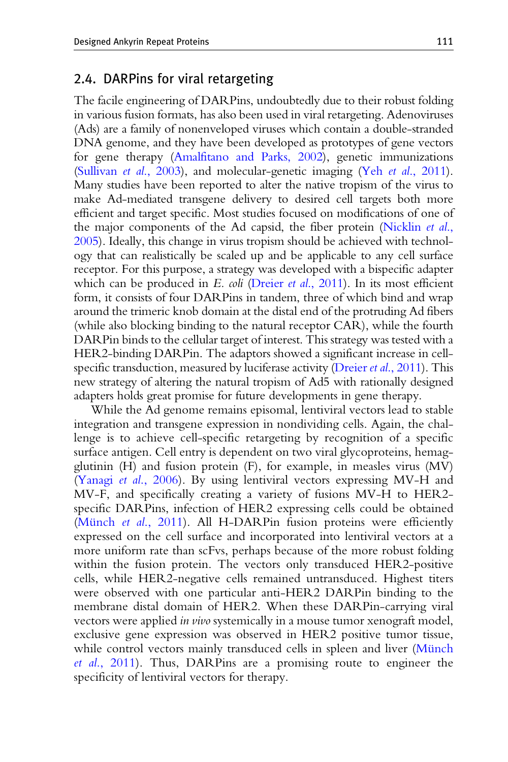## 2.4. DARPins for viral retargeting

The facile engineering of DARPins, undoubtedly due to their robust folding in various fusion formats, has also been used in viral retargeting. Adenoviruses (Ads) are a family of nonenveloped viruses which contain a double-stranded DNA genome, and they have been developed as prototypes of gene vectors for gene therapy (Amalfitano and Parks, 2002), genetic immunizations (Sullivan *et al.*, 2003), and molecular-genetic imaging (Yeh *et al.*, 2011). Many studies have been reported to alter the native tropism of the virus to make Ad-mediated transgene delivery to desired cell targets both more efficient and target specific. Most studies focused on modifications of one of the major components of the Ad capsid, the fiber protein (Nicklin *et al.*, 2005). Ideally, this change in virus tropism should be achieved with technology that can realistically be scaled up and be applicable to any cell surface receptor. For this purpose, a strategy was developed with a bispecific adapter which can be produced in *E. coli* (Dreier *et al.*, 2011). In its most efficient form, it consists of four DARPins in tandem, three of which bind and wrap around the trimeric knob domain at the distal end of the protruding Ad fibers (while also blocking binding to the natural receptor CAR), while the fourth DARPin binds to the cellular target of interest. This strategy was tested with a HER2-binding DARPin. The adaptors showed a significant increase in cell-specific transduction, measured by luciferase activity (Dreier *et al.*, 2011). This new strategy of altering the natural tropism of Ad5 with rationally designed adapters holds great promise for future developments in gene therapy.

While the Ad genome remains episomal, lentiviral vectors lead to stable integration and transgene expression in nondividing cells. Again, the challenge is to achieve cell-specific retargeting by recognition of a specific surface antigen. Cell entry is dependent on two viral glycoproteins, hemagglutinin (H) and fusion protein (F), for example, in measles virus (MV) (Yanagi *et al.*, 2006). By using lentiviral vectors expressing MV-H and MV-F, and specifically creating a variety of fusions MV-H to HER2-specific DARPins, infection of HER2 expressing cells could be obtained (Münch *et al.*, 2011). All H-DARPin fusion proteins were efficiently expressed on the cell surface and incorporated into lentiviral vectors at a more uniform rate than scFvs, perhaps because of the more robust folding within the fusion protein. The vectors only transduced HER2-positive cells, while HER2-negative cells remained untransduced. Highest titers were observed with one particular anti-HER2 DARPin binding to the membrane distal domain of HER2. When these DARPin-carrying viral vectors were applied *in vivo* systemically in a mouse tumor xenograft model, exclusive gene expression was observed in HER2 positive tumor tissue, while control vectors mainly transduced cells in spleen and liver (Münch *et al.*, 2011). Thus, DARPins are a promising route to engineer the specificity of lentiviral vectors for therapy.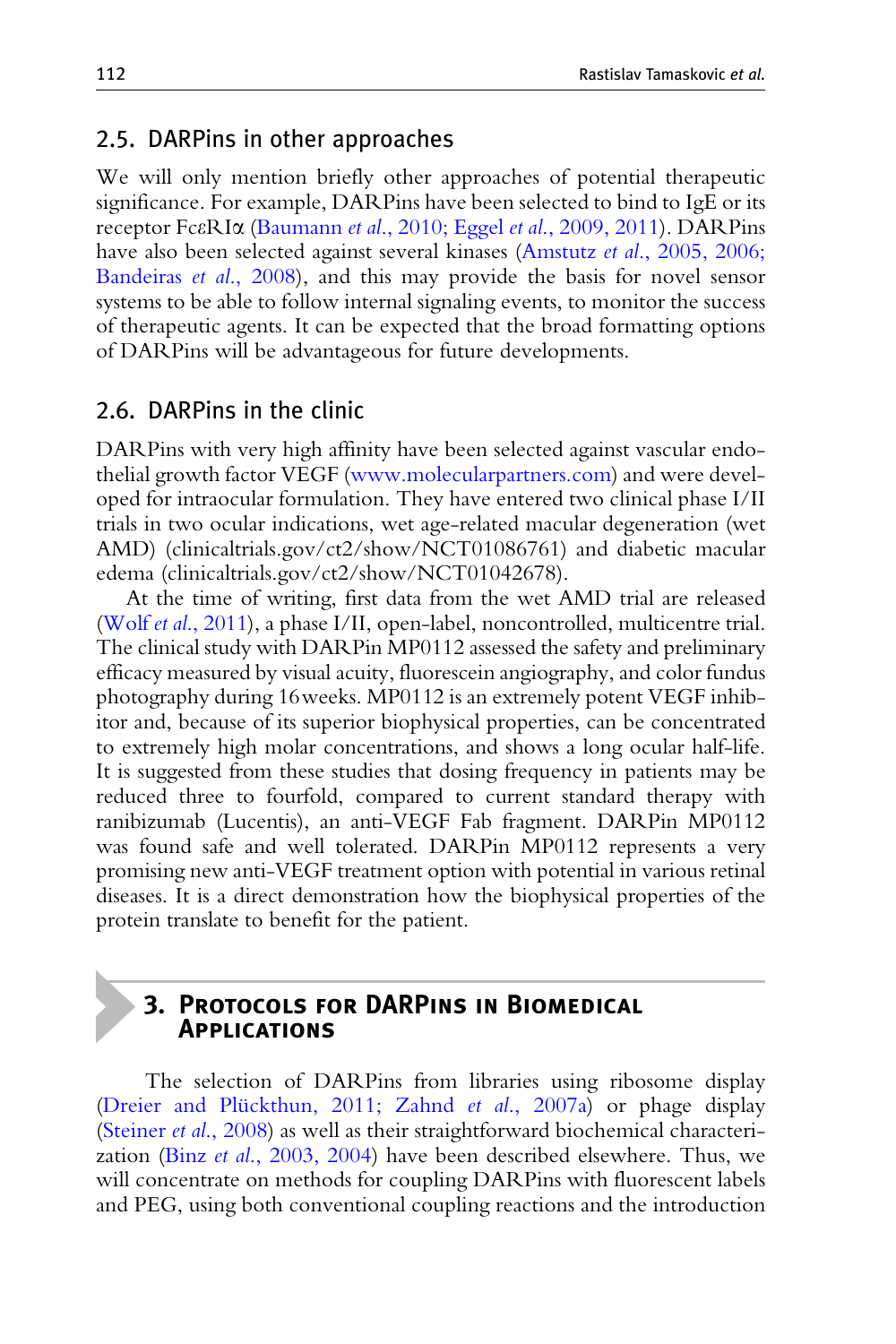## 2.5. DARPins in other approaches

We will only mention briefly other approaches of potential therapeutic significance. For example, DARPins have been selected to bind to IgE or its receptor FcεRIα (Baumann *et al.*, 2010; Eggel *et al.*, 2009, 2011). DARPins have also been selected against several kinases (Amstutz *et al.*, 2005, 2006; Bandeiras *et al.*, 2008), and this may provide the basis for novel sensor systems to be able to follow internal signaling events, to monitor the success of therapeutic agents. It can be expected that the broad formatting options of DARPins will be advantageous for future developments.

## 2.6. DARPins in the clinic

DARPins with very high affinity have been selected against vascular endothelial growth factor VEGF (www.molecularpartners.com) and were developed for intraocular formulation. They have entered two clinical phase I/II trials in two ocular indications, wet age-related macular degeneration (wet AMD) (clinicaltrials.gov/ct2/show/NCT01086761) and diabetic macular edema (clinicaltrials.gov/ct2/show/NCT01042678).

At the time of writing, first data from the wet AMD trial are released (Wolf *et al.*, 2011), a phase I/II, open-label, noncontrolled, multicentre trial. The clinical study with DARPin MP0112 assessed the safety and preliminary efficacy measured by visual acuity, fluorescein angiography, and color fundus photography during 16 weeks. MP0112 is an extremely potent VEGF inhibitor and, because of its superior biophysical properties, can be concentrated to extremely high molar concentrations, and shows a long ocular half-life. It is suggested from these studies that dosing frequency in patients may be reduced three to fourfold, compared to current standard therapy with ranibizumab (Lucentis), an anti-VEGF Fab fragment. DARPin MP0112 was found safe and well tolerated. DARPin MP0112 represents a very promising new anti-VEGF treatment option with potential in various retinal diseases. It is a direct demonstration how the biophysical properties of the protein translate to benefit for the patient.

# 3. Protocols for DARPins in Biomedical Applications

The selection of DARPins from libraries using ribosome display (Dreier and Plückthun, 2011; Zahnd *et al.*, 2007a) or phage display (Steiner *et al.*, 2008) as well as their straightforward biochemical characterization (Binz *et al.*, 2003, 2004) have been described elsewhere. Thus, we will concentrate on methods for coupling DARPins with fluorescent labels and PEG, using both conventional coupling reactions and the introduction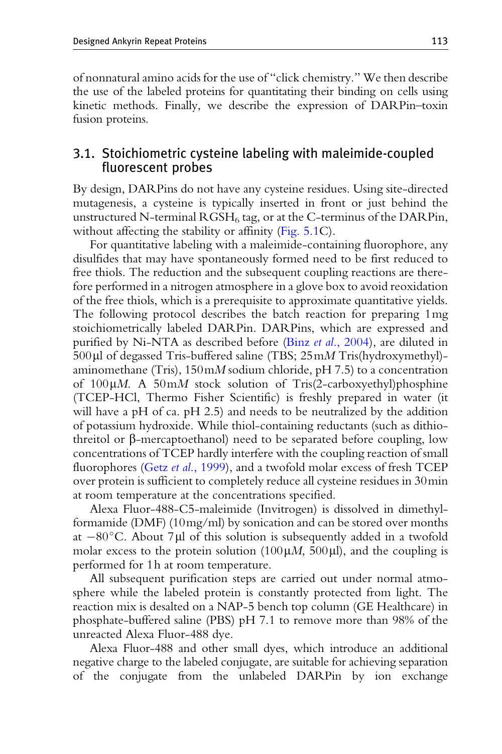of nonnatural amino acids for the use of "click chemistry." We then describe the use of the labeled proteins for quantitating their binding on cells using kinetic methods. Finally, we describe the expression of DARPin–toxin fusion proteins.

## 3.1. Stoichiometric cysteine labeling with maleimide-coupled fluorescent probes

By design, DARPins do not have any cysteine residues. Using site-directed mutagenesis, a cysteine is typically inserted in front or just behind the unstructured N-terminal $RGSH_6$ tag, or at the C-terminus of the DARPin, without affecting the stability or affinity (Fig. 5.1C).

For quantitative labeling with a maleimide-containing fluorophore, any disulfides that may have spontaneously formed need to be first reduced to free thiols. The reduction and the subsequent coupling reactions are therefore performed in a nitrogen atmosphere in a glove box to avoid reoxidation of the free thiols, which is a prerequisite to approximate quantitative yields. The following protocol describes the batch reaction for preparing 1 mg stoichiometrically labeled DARPin. DARPins, which are expressed and purified by Ni-NTA as described before (Binz *et al.*, 2004), are diluted in 500 μl of degassed Tris-buffered saline (TBS; 25 m*M* Tris(hydroxymethyl)-aminomethane (Tris), 150 m*M* sodium chloride, pH 7.5) to a concentration of 100 μ*M*. A 50 m*M* stock solution of Tris(2-carboxyethyl)phosphine (TCEP-HCl, Thermo Fisher Scientific) is freshly prepared in water (it will have a pH of ca. pH 2.5) and needs to be neutralized by the addition of potassium hydroxide. While thiol-containing reductants (such as dithiothreitol or β-mercaptoethanol) need to be separated before coupling, low concentrations of TCEP hardly interfere with the coupling reaction of small fluorophores (Getz *et al.*, 1999), and a twofold molar excess of fresh TCEP over protein is sufficient to completely reduce all cysteine residues in 30 min at room temperature at the concentrations specified.

Alexa Fluor-488-C5-maleimide (Invitrogen) is dissolved in dimethylformamide (DMF) (10 mg/ml) by sonication and can be stored over months at −80 °C. About 7 μl of this solution is subsequently added in a twofold molar excess to the protein solution (100 μ*M*, 500 μl), and the coupling is performed for 1 h at room temperature.

All subsequent purification steps are carried out under normal atmosphere while the labeled protein is constantly protected from light. The reaction mix is desalted on a NAP-5 bench top column (GE Healthcare) in phosphate-buffered saline (PBS) pH 7.1 to remove more than 98% of the unreacted Alexa Fluor-488 dye.

Alexa Fluor-488 and other small dyes, which introduce an additional negative charge to the labeled conjugate, are suitable for achieving separation of the conjugate from the unlabeled DARPin by ion exchange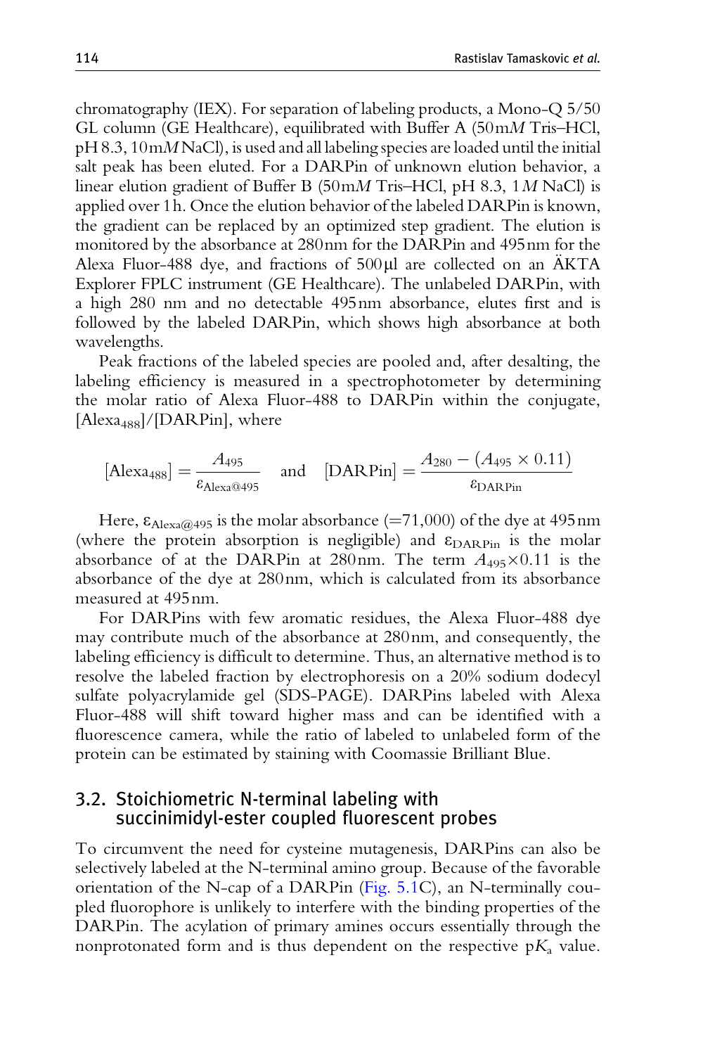chromatography (IEX). For separation of labeling products, a Mono-Q 5/50 GL column (GE Healthcare), equilibrated with Buffer A (50m*M* Tris–HCl, pH 8.3, 10m*M* NaCl), is used and all labeling species are loaded until the initial salt peak has been eluted. For a DARPin of unknown elution behavior, a linear elution gradient of Buffer B (50m*M* Tris–HCl, pH 8.3, 1*M* NaCl) is applied over 1h. Once the elution behavior of the labeled DARPin is known, the gradient can be replaced by an optimized step gradient. The elution is monitored by the absorbance at 280nm for the DARPin and 495nm for the Alexa Fluor-488 dye, and fractions of 500μl are collected on an ÄKTA Explorer FPLC instrument (GE Healthcare). The unlabeled DARPin, with a high 280 nm and no detectable 495nm absorbance, elutes first and is followed by the labeled DARPin, which shows high absorbance at both wavelengths.

Peak fractions of the labeled species are pooled and, after desalting, the labeling efficiency is measured in a spectrophotometer by determining the molar ratio of Alexa Fluor-488 to DARPin within the conjugate, $[\text{Alexa}_{488}]/[\text{DARPin}]$, where

$$[\text{Alexa}_{488}] = \frac{A_{495}}{\varepsilon_{\text{Alexa@495}}} \quad \text{and} \quad [\text{DARPin}] = \frac{A_{280} - (A_{495} \times 0.11)}{\varepsilon_{\text{DARPin}}}$$

Here, $\varepsilon_{\text{Alexa@495}}$ is the molar absorbance (=71,000) of the dye at 495nm (where the protein absorption is negligible) and $\varepsilon_{\text{DARPin}}$ is the molar absorbance of at the DARPin at 280nm. The term $A_{495} \times 0.11$ is the absorbance of the dye at 280nm, which is calculated from its absorbance measured at 495nm.

For DARPins with few aromatic residues, the Alexa Fluor-488 dye may contribute much of the absorbance at 280nm, and consequently, the labeling efficiency is difficult to determine. Thus, an alternative method is to resolve the labeled fraction by electrophoresis on a 20% sodium dodecyl sulfate polyacrylamide gel (SDS-PAGE). DARPins labeled with Alexa Fluor-488 will shift toward higher mass and can be identified with a fluorescence camera, while the ratio of labeled to unlabeled form of the protein can be estimated by staining with Coomassie Brilliant Blue.

## 3.2. Stoichiometric N-terminal labeling with succinimidyl-ester coupled fluorescent probes

To circumvent the need for cysteine mutagenesis, DARPins can also be selectively labeled at the N-terminal amino group. Because of the favorable orientation of the N-cap of a DARPin (Fig. 5.1C), an N-terminally coupled fluorophore is unlikely to interfere with the binding properties of the DARPin. The acylation of primary amines occurs essentially through the nonprotonated form and is thus dependent on the respective $pK_a$ value.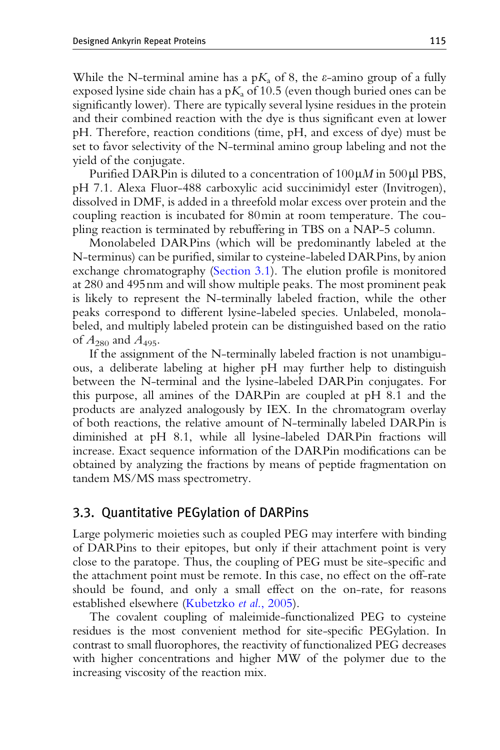While the N-terminal amine has a p$K_a$ of 8, the ε-amino group of a fully exposed lysine side chain has a p$K_a$ of 10.5 (even though buried ones can be significantly lower). There are typically several lysine residues in the protein and their combined reaction with the dye is thus significant even at lower pH. Therefore, reaction conditions (time, pH, and excess of dye) must be set to favor selectivity of the N-terminal amino group labeling and not the yield of the conjugate.

Purified DARPin is diluted to a concentration of 100 μ*M* in 500 μl PBS, pH 7.1. Alexa Fluor-488 carboxylic acid succinimidyl ester (Invitrogen), dissolved in DMF, is added in a threefold molar excess over protein and the coupling reaction is incubated for 80 min at room temperature. The coupling reaction is terminated by rebuffering in TBS on a NAP-5 column.

Monolabeled DARPins (which will be predominantly labeled at the N-terminus) can be purified, similar to cysteine-labeled DARPins, by anion exchange chromatography (Section 3.1). The elution profile is monitored at 280 and 495 nm and will show multiple peaks. The most prominent peak is likely to represent the N-terminally labeled fraction, while the other peaks correspond to different lysine-labeled species. Unlabeled, monolabeled, and multiply labeled protein can be distinguished based on the ratio of $A_{280}$ and $A_{495}$.

If the assignment of the N-terminally labeled fraction is not unambiguous, a deliberate labeling at higher pH may further help to distinguish between the N-terminal and the lysine-labeled DARPin conjugates. For this purpose, all amines of the DARPin are coupled at pH 8.1 and the products are analyzed analogously by IEX. In the chromatogram overlay of both reactions, the relative amount of N-terminally labeled DARPin is diminished at pH 8.1, while all lysine-labeled DARPin fractions will increase. Exact sequence information of the DARPin modifications can be obtained by analyzing the fractions by means of peptide fragmentation on tandem MS/MS mass spectrometry.

## 3.3. Quantitative PEGylation of DARPins

Large polymeric moieties such as coupled PEG may interfere with binding of DARPins to their epitopes, but only if their attachment point is very close to the paratope. Thus, the coupling of PEG must be site-specific and the attachment point must be remote. In this case, no effect on the off-rate should be found, and only a small effect on the on-rate, for reasons established elsewhere (Kubetzko *et al.*, 2005).

The covalent coupling of maleimide-functionalized PEG to cysteine residues is the most convenient method for site-specific PEGylation. In contrast to small fluorophores, the reactivity of functionalized PEG decreases with higher concentrations and higher MW of the polymer due to the increasing viscosity of the reaction mix.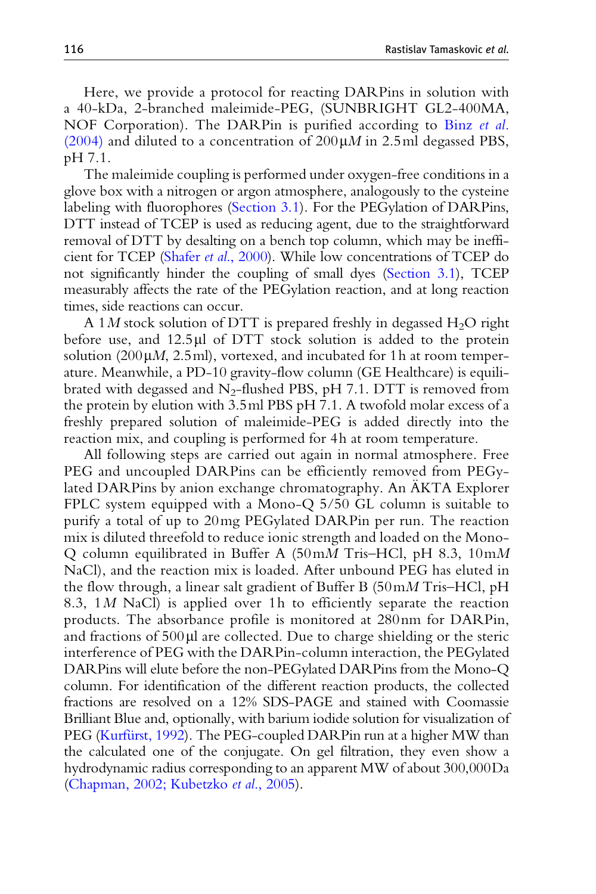Here, we provide a protocol for reacting DARPins in solution with a 40-kDa, 2-branched maleimide-PEG, (SUNBRIGHT GL2-400MA, NOF Corporation). The DARPin is purified according to Binz *et al.* (2004) and diluted to a concentration of 200 μ*M* in 2.5 ml degassed PBS, pH 7.1.

The maleimide coupling is performed under oxygen-free conditions in a glove box with a nitrogen or argon atmosphere, analogously to the cysteine labeling with fluorophores (Section 3.1). For the PEGylation of DARPins, DTT instead of TCEP is used as reducing agent, due to the straightforward removal of DTT by desalting on a bench top column, which may be inefficient for TCEP (Shafer *et al.*, 2000). While low concentrations of TCEP do not significantly hinder the coupling of small dyes (Section 3.1), TCEP measurably affects the rate of the PEGylation reaction, and at long reaction times, side reactions can occur.

A 1 *M* stock solution of DTT is prepared freshly in degassed $H_2O$ right before use, and 12.5 μl of DTT stock solution is added to the protein solution (200 μ*M*, 2.5 ml), vortexed, and incubated for 1 h at room temperature. Meanwhile, a PD-10 gravity-flow column (GE Healthcare) is equilibrated with degassed and $N_2$-flushed PBS, pH 7.1. DTT is removed from the protein by elution with 3.5 ml PBS pH 7.1. A twofold molar excess of a freshly prepared solution of maleimide-PEG is added directly into the reaction mix, and coupling is performed for 4 h at room temperature.

All following steps are carried out again in normal atmosphere. Free PEG and uncoupled DARPins can be efficiently removed from PEGylated DARPins by anion exchange chromatography. An ÄKTA Explorer FPLC system equipped with a Mono-Q 5/50 GL column is suitable to purify a total of up to 20 mg PEGylated DARPin per run. The reaction mix is diluted threefold to reduce ionic strength and loaded on the Mono-Q column equilibrated in Buffer A (50 m*M* Tris–HCl, pH 8.3, 10 m*M* NaCl), and the reaction mix is loaded. After unbound PEG has eluted in the flow through, a linear salt gradient of Buffer B (50 m*M* Tris–HCl, pH 8.3, 1 *M* NaCl) is applied over 1 h to efficiently separate the reaction products. The absorbance profile is monitored at 280 nm for DARPin, and fractions of 500 μl are collected. Due to charge shielding or the steric interference of PEG with the DARPin-column interaction, the PEGylated DARPins will elute before the non-PEGylated DARPins from the Mono-Q column. For identification of the different reaction products, the collected fractions are resolved on a 12% SDS-PAGE and stained with Coomassie Brilliant Blue and, optionally, with barium iodide solution for visualization of PEG (Kurfürst, 1992). The PEG-coupled DARPin run at a higher MW than the calculated one of the conjugate. On gel filtration, they even show a hydrodynamic radius corresponding to an apparent MW of about 300,000 Da (Chapman, 2002; Kubetzko *et al.*, 2005).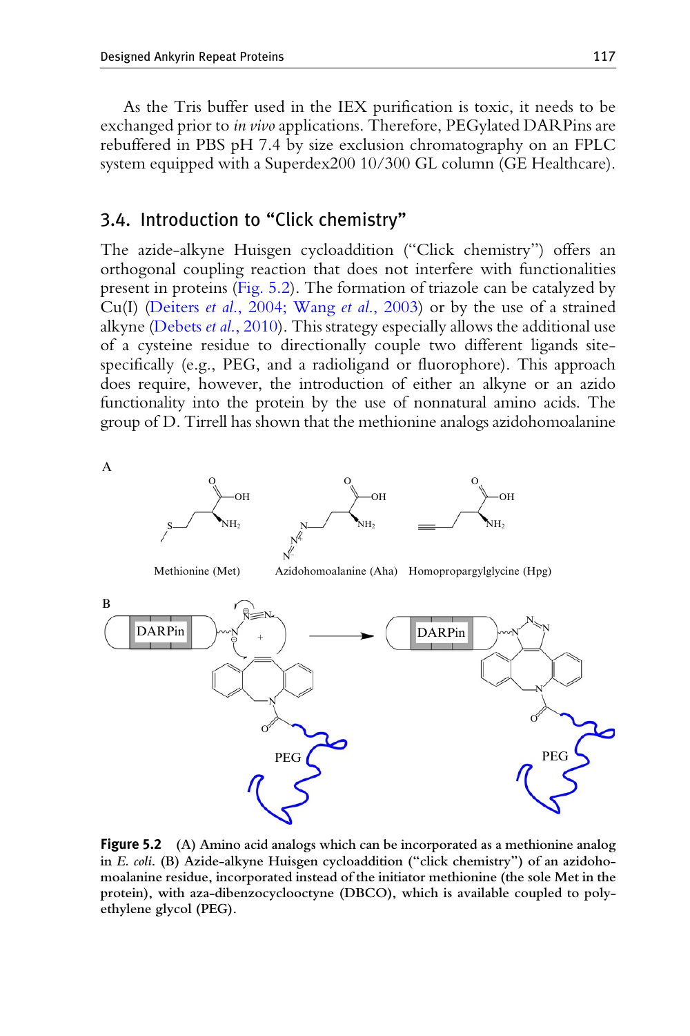As the Tris buffer used in the IEX purification is toxic, it needs to be exchanged prior to *in vivo* applications. Therefore, PEGylated DARPins are rebuffered in PBS pH 7.4 by size exclusion chromatography on an FPLC system equipped with a Superdex200 10/300 GL column (GE Healthcare).

## 3.4. Introduction to "Click chemistry"

The azide-alkyne Huisgen cycloaddition ("Click chemistry") offers an orthogonal coupling reaction that does not interfere with functionalities present in proteins (Fig. 5.2). The formation of triazole can be catalyzed by Cu(I) (Deiters *et al.*, 2004; Wang *et al.*, 2003) or by the use of a strained alkyne (Debets *et al.*, 2010). This strategy especially allows the additional use of a cysteine residue to directionally couple two different ligands site-specifically (e.g., PEG, and a radioligand or fluorophore). This approach does require, however, the introduction of either an alkyne or an azido functionality into the protein by the use of nonnatural amino acids. The group of D. Tirrell has shown that the methionine analogs azidohomoalanine

**Figure 5.2** (A) Amino acid analogs which can be incorporated as a methionine analog in *E. coli*. (B) Azide-alkyne Huisgen cycloaddition ("click chemistry") of an azidohomoalanine residue, incorporated instead of the initiator methionine (the sole Met in the protein), with aza-dibenzocyclooctyne (DBCO), which is available coupled to polyethylene glycol (PEG).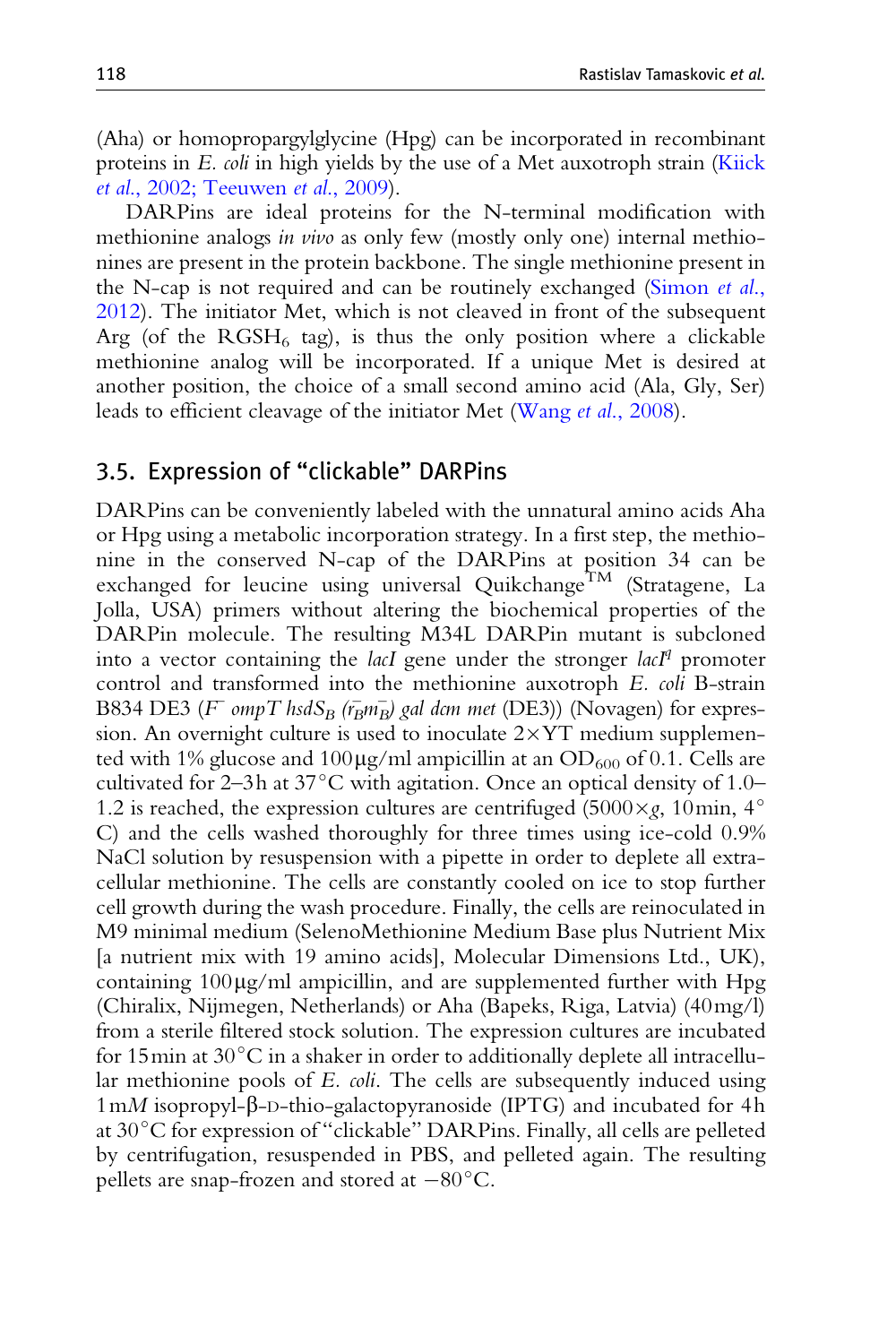(Aha) or homopropargylglycine (Hpg) can be incorporated in recombinant proteins in *E. coli* in high yields by the use of a Met auxotroph strain (Kiick *et al.*, 2002; Teeuwen *et al.*, 2009).

DARPins are ideal proteins for the N-terminal modification with methionine analogs *in vivo* as only few (mostly only one) internal methionines are present in the protein backbone. The single methionine present in the N-cap is not required and can be routinely exchanged (Simon *et al.*, 2012). The initiator Met, which is not cleaved in front of the subsequent Arg (of the $RGSH_6$ tag), is thus the only position where a clickable methionine analog will be incorporated. If a unique Met is desired at another position, the choice of a small second amino acid (Ala, Gly, Ser) leads to efficient cleavage of the initiator Met (Wang *et al.*, 2008).

## 3.5. Expression of "clickable" DARPins

DARPins can be conveniently labeled with the unnatural amino acids Aha or Hpg using a metabolic incorporation strategy. In a first step, the methionine in the conserved N-cap of the DARPins at position 34 can be exchanged for leucine using universal Quikchange™ (Stratagene, La Jolla, USA) primers without altering the biochemical properties of the DARPin molecule. The resulting M34L DARPin mutant is subcloned into a vector containing the *lacI* gene under the stronger *lacI*$^q$ promoter control and transformed into the methionine auxotroph *E. coli* B-strain B834 DE3 (*F*$^-$ *ompT hsdS*$_B$ (*r*$_B^-$*m*$_B^-$) *gal dcm met* (DE3)) (Novagen) for expression. An overnight culture is used to inoculate 2×YT medium supplemented with 1% glucose and 100 μg/ml ampicillin at an $OD_{600}$ of 0.1. Cells are cultivated for 2–3 h at 37 °C with agitation. Once an optical density of 1.0–1.2 is reached, the expression cultures are centrifuged (5000×*g*, 10 min, 4 °C) and the cells washed thoroughly for three times using ice-cold 0.9% NaCl solution by resuspension with a pipette in order to deplete all extracellular methionine. The cells are constantly cooled on ice to stop further cell growth during the wash procedure. Finally, the cells are reinoculated in M9 minimal medium (SelenoMethionine Medium Base plus Nutrient Mix [a nutrient mix with 19 amino acids], Molecular Dimensions Ltd., UK), containing 100 μg/ml ampicillin, and are supplemented further with Hpg (Chiralix, Nijmegen, Netherlands) or Aha (Bapeks, Riga, Latvia) (40 mg/l) from a sterile filtered stock solution. The expression cultures are incubated for 15 min at 30 °C in a shaker in order to additionally deplete all intracellular methionine pools of *E. coli*. The cells are subsequently induced using 1 m*M* isopropyl-β-D-thio-galactopyranoside (IPTG) and incubated for 4 h at 30 °C for expression of "clickable" DARPins. Finally, all cells are pelleted by centrifugation, resuspended in PBS, and pelleted again. The resulting pellets are snap-frozen and stored at −80 °C.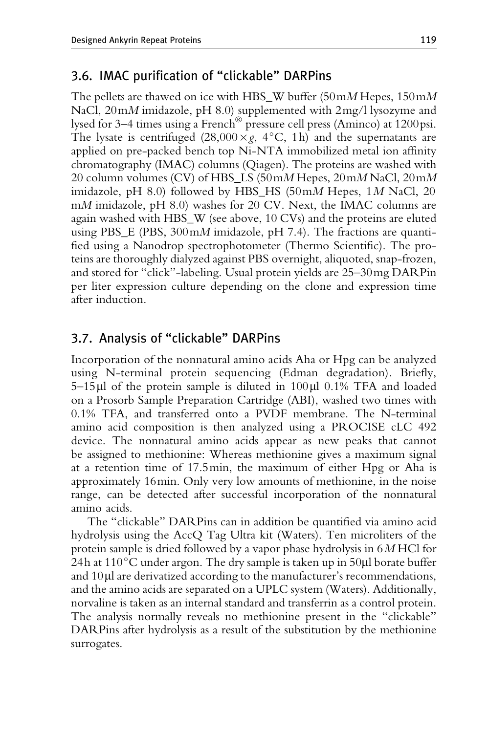## 3.6. IMAC purification of "clickable" DARPins

The pellets are thawed on ice with HBS_W buffer (50 m*M* Hepes, 150 m*M* NaCl, 20 m*M* imidazole, pH 8.0) supplemented with 2 mg/l lysozyme and lysed for 3–4 times using a French® pressure cell press (Aminco) at 1200 psi. The lysate is centrifuged (28,000 × *g*, 4 °C, 1 h) and the supernatants are applied on pre-packed bench top Ni-NTA immobilized metal ion affinity chromatography (IMAC) columns (Qiagen). The proteins are washed with 20 column volumes (CV) of HBS_LS (50 m*M* Hepes, 20 m*M* NaCl, 20 m*M* imidazole, pH 8.0) followed by HBS_HS (50 m*M* Hepes, 1 *M* NaCl, 20 m*M* imidazole, pH 8.0) washes for 20 CV. Next, the IMAC columns are again washed with HBS_W (see above, 10 CVs) and the proteins are eluted using PBS_E (PBS, 300 m*M* imidazole, pH 7.4). The fractions are quantified using a Nanodrop spectrophotometer (Thermo Scientific). The proteins are thoroughly dialyzed against PBS overnight, aliquoted, snap-frozen, and stored for "click"-labeling. Usual protein yields are 25–30 mg DARPin per liter expression culture depending on the clone and expression time after induction.

## 3.7. Analysis of "clickable" DARPins

Incorporation of the nonnatural amino acids Aha or Hpg can be analyzed using N-terminal protein sequencing (Edman degradation). Briefly, 5–15 μl of the protein sample is diluted in 100 μl 0.1% TFA and loaded on a Prosorb Sample Preparation Cartridge (ABI), washed two times with 0.1% TFA, and transferred onto a PVDF membrane. The N-terminal amino acid composition is then analyzed using a PROCISE cLC 492 device. The nonnatural amino acids appear as new peaks that cannot be assigned to methionine: Whereas methionine gives a maximum signal at a retention time of 17.5 min, the maximum of either Hpg or Aha is approximately 16 min. Only very low amounts of methionine, in the noise range, can be detected after successful incorporation of the nonnatural amino acids.

The "clickable" DARPins can in addition be quantified via amino acid hydrolysis using the AccQ Tag Ultra kit (Waters). Ten microliters of the protein sample is dried followed by a vapor phase hydrolysis in 6 *M* HCl for 24 h at 110 °C under argon. The dry sample is taken up in 50 μl borate buffer and 10 μl are derivatized according to the manufacturer's recommendations, and the amino acids are separated on a UPLC system (Waters). Additionally, norvaline is taken as an internal standard and transferrin as a control protein. The analysis normally reveals no methionine present in the "clickable" DARPins after hydrolysis as a result of the substitution by the methionine surrogates.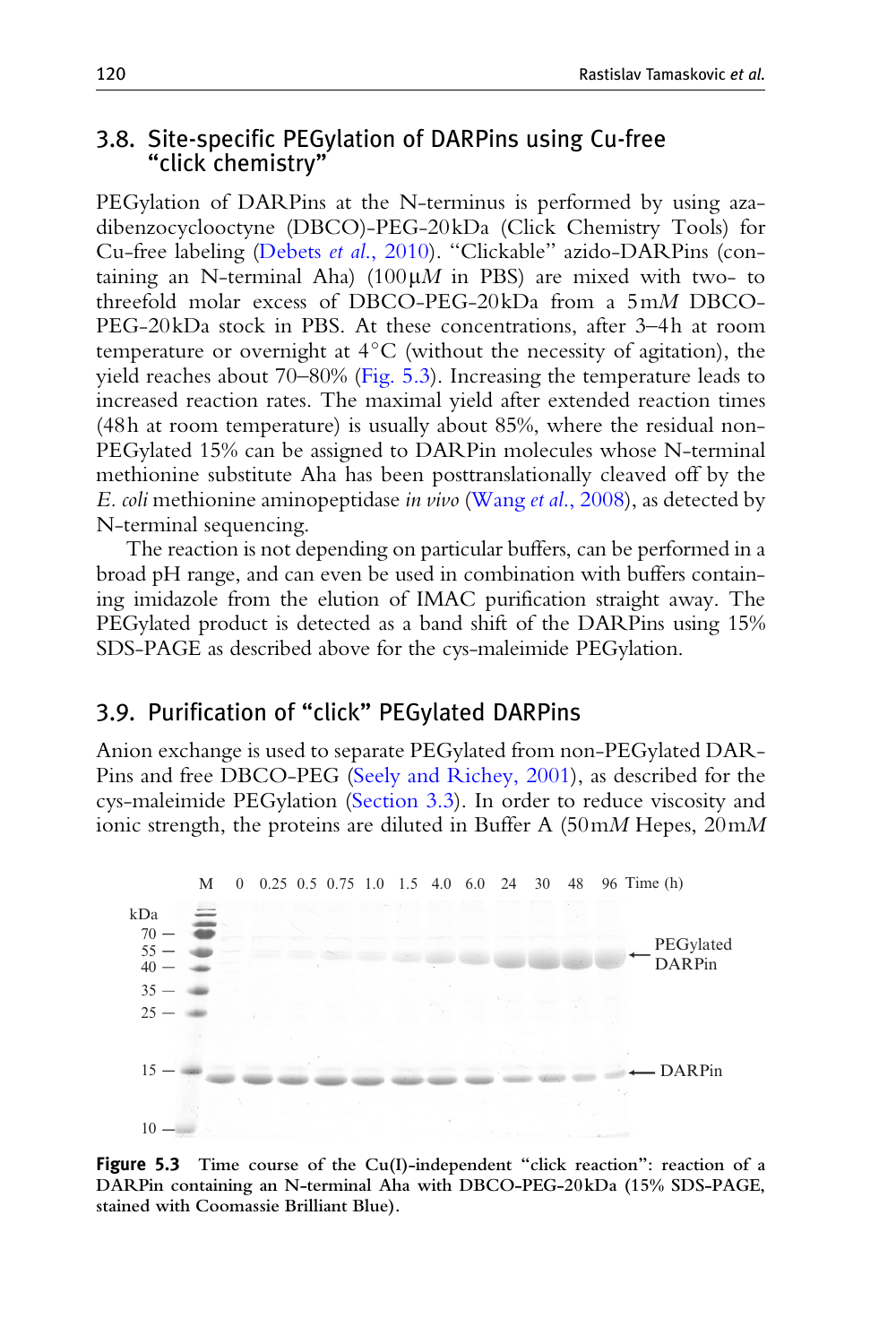## 3.8. Site-specific PEGylation of DARPins using Cu-free "click chemistry"

PEGylation of DARPins at the N-terminus is performed by using aza-dibenzocyclooctyne (DBCO)-PEG-20kDa (Click Chemistry Tools) for Cu-free labeling (Debets *et al.*, 2010). "Clickable" azido-DARPins (containing an N-terminal Aha) (100 μ*M* in PBS) are mixed with two- to threefold molar excess of DBCO-PEG-20kDa from a 5 m*M* DBCO-PEG-20kDa stock in PBS. At these concentrations, after 3–4 h at room temperature or overnight at 4 °C (without the necessity of agitation), the yield reaches about 70–80% (Fig. 5.3). Increasing the temperature leads to increased reaction rates. The maximal yield after extended reaction times (48 h at room temperature) is usually about 85%, where the residual non-PEGylated 15% can be assigned to DARPin molecules whose N-terminal methionine substitute Aha has been posttranslationally cleaved off by the *E. coli* methionine aminopeptidase *in vivo* (Wang *et al.*, 2008), as detected by N-terminal sequencing.

The reaction is not depending on particular buffers, can be performed in a broad pH range, and can even be used in combination with buffers containing imidazole from the elution of IMAC purification straight away. The PEGylated product is detected as a band shift of the DARPins using 15% SDS-PAGE as described above for the cys-maleimide PEGylation.

## 3.9. Purification of "click" PEGylated DARPins

Anion exchange is used to separate PEGylated from non-PEGylated DARPins and free DBCO-PEG (Seely and Richey, 2001), as described for the cys-maleimide PEGylation (Section 3.3). In order to reduce viscosity and ionic strength, the proteins are diluted in Buffer A (50 m*M* Hepes, 20 m*M*

**Figure 5.3** Time course of the Cu(I)-independent "click reaction": reaction of a DARPin containing an N-terminal Aha with DBCO-PEG-20kDa (15% SDS-PAGE, stained with Coomassie Brilliant Blue).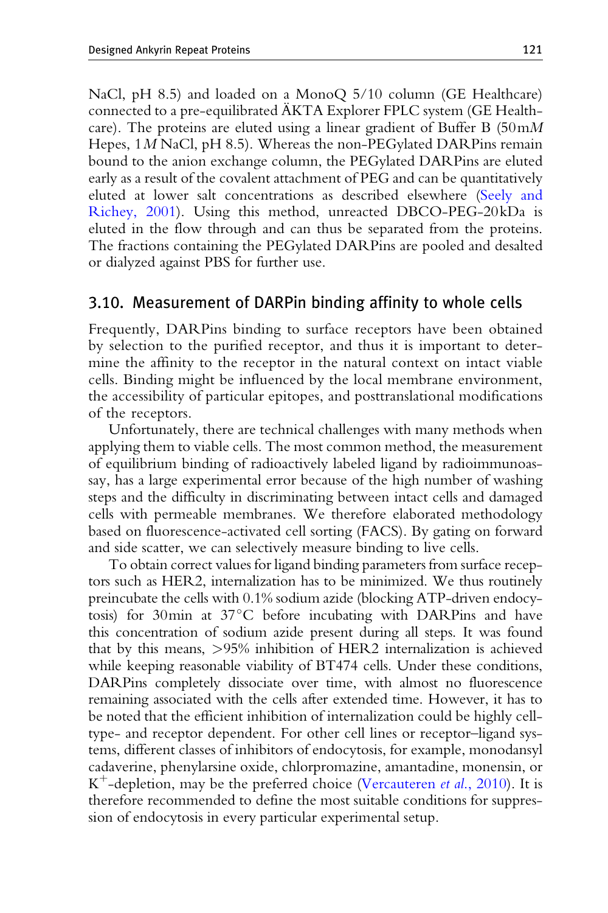NaCl, pH 8.5) and loaded on a MonoQ 5/10 column (GE Healthcare) connected to a pre-equilibrated ÄKTA Explorer FPLC system (GE Healthcare). The proteins are eluted using a linear gradient of Buffer B (50 m*M* Hepes, 1 *M* NaCl, pH 8.5). Whereas the non-PEGylated DARPins remain bound to the anion exchange column, the PEGylated DARPins are eluted early as a result of the covalent attachment of PEG and can be quantitatively eluted at lower salt concentrations as described elsewhere (Seely and Richey, 2001). Using this method, unreacted DBCO-PEG-20kDa is eluted in the flow through and can thus be separated from the proteins. The fractions containing the PEGylated DARPins are pooled and desalted or dialyzed against PBS for further use.

## 3.10. Measurement of DARPin binding affinity to whole cells

Frequently, DARPins binding to surface receptors have been obtained by selection to the purified receptor, and thus it is important to determine the affinity to the receptor in the natural context on intact viable cells. Binding might be influenced by the local membrane environment, the accessibility of particular epitopes, and posttranslational modifications of the receptors.

Unfortunately, there are technical challenges with many methods when applying them to viable cells. The most common method, the measurement of equilibrium binding of radioactively labeled ligand by radioimmunoassay, has a large experimental error because of the high number of washing steps and the difficulty in discriminating between intact cells and damaged cells with permeable membranes. We therefore elaborated methodology based on fluorescence-activated cell sorting (FACS). By gating on forward and side scatter, we can selectively measure binding to live cells.

To obtain correct values for ligand binding parameters from surface receptors such as HER2, internalization has to be minimized. We thus routinely preincubate the cells with 0.1% sodium azide (blocking ATP-driven endocytosis) for 30 min at 37 °C before incubating with DARPins and have this concentration of sodium azide present during all steps. It was found that by this means, >95% inhibition of HER2 internalization is achieved while keeping reasonable viability of BT474 cells. Under these conditions, DARPins completely dissociate over time, with almost no fluorescence remaining associated with the cells after extended time. However, it has to be noted that the efficient inhibition of internalization could be highly cell-type- and receptor dependent. For other cell lines or receptor–ligand systems, different classes of inhibitors of endocytosis, for example, monodansyl cadaverine, phenylarsine oxide, chlorpromazine, amantadine, monensin, or $K^+$-depletion, may be the preferred choice (Vercauteren *et al.*, 2010). It is therefore recommended to define the most suitable conditions for suppression of endocytosis in every particular experimental setup.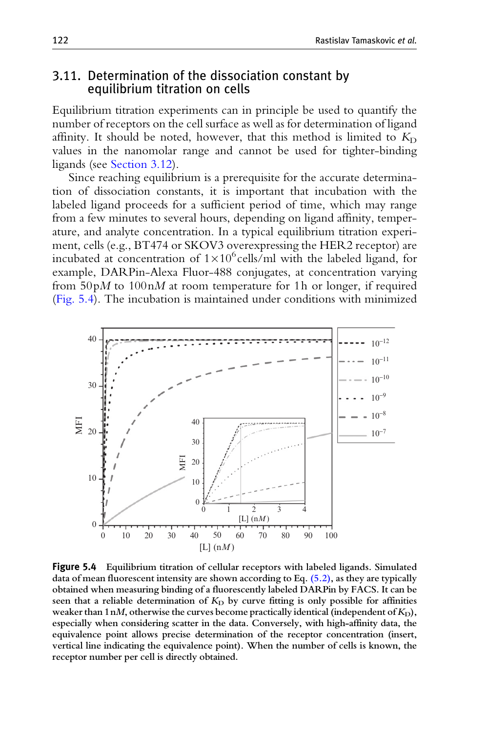### 3.11. Determination of the dissociation constant by equilibrium titration on cells

Equilibrium titration experiments can in principle be used to quantify the number of receptors on the cell surface as well as for determination of ligand affinity. It should be noted, however, that this method is limited to $K_D$ values in the nanomolar range and cannot be used for tighter-binding ligands (see Section 3.12).

Since reaching equilibrium is a prerequisite for the accurate determination of dissociation constants, it is important that incubation with the labeled ligand proceeds for a sufficient period of time, which may range from a few minutes to several hours, depending on ligand affinity, temperature, and analyte concentration. In a typical equilibrium titration experiment, cells (e.g., BT474 or SKOV3 overexpressing the HER2 receptor) are incubated at concentration of $1\times10^6$ cells/ml with the labeled ligand, for example, DARPin-Alexa Fluor-488 conjugates, at concentration varying from 50 p*M* to 100 n*M* at room temperature for 1 h or longer, if required (Fig. 5.4). The incubation is maintained under conditions with minimized

**Figure 5.4** Equilibrium titration of cellular receptors with labeled ligands. Simulated data of mean fluorescent intensity are shown according to Eq. (5.2), as they are typically obtained when measuring binding of a fluorescently labeled DARPin by FACS. It can be seen that a reliable determination of $K_D$ by curve fitting is only possible for affinities weaker than 1 n*M*, otherwise the curves become practically identical (independent of $K_D$), especially when considering scatter in the data. Conversely, with high-affinity data, the equivalence point allows precise determination of the receptor concentration (insert, vertical line indicating the equivalence point). When the number of cells is known, the receptor number per cell is directly obtained.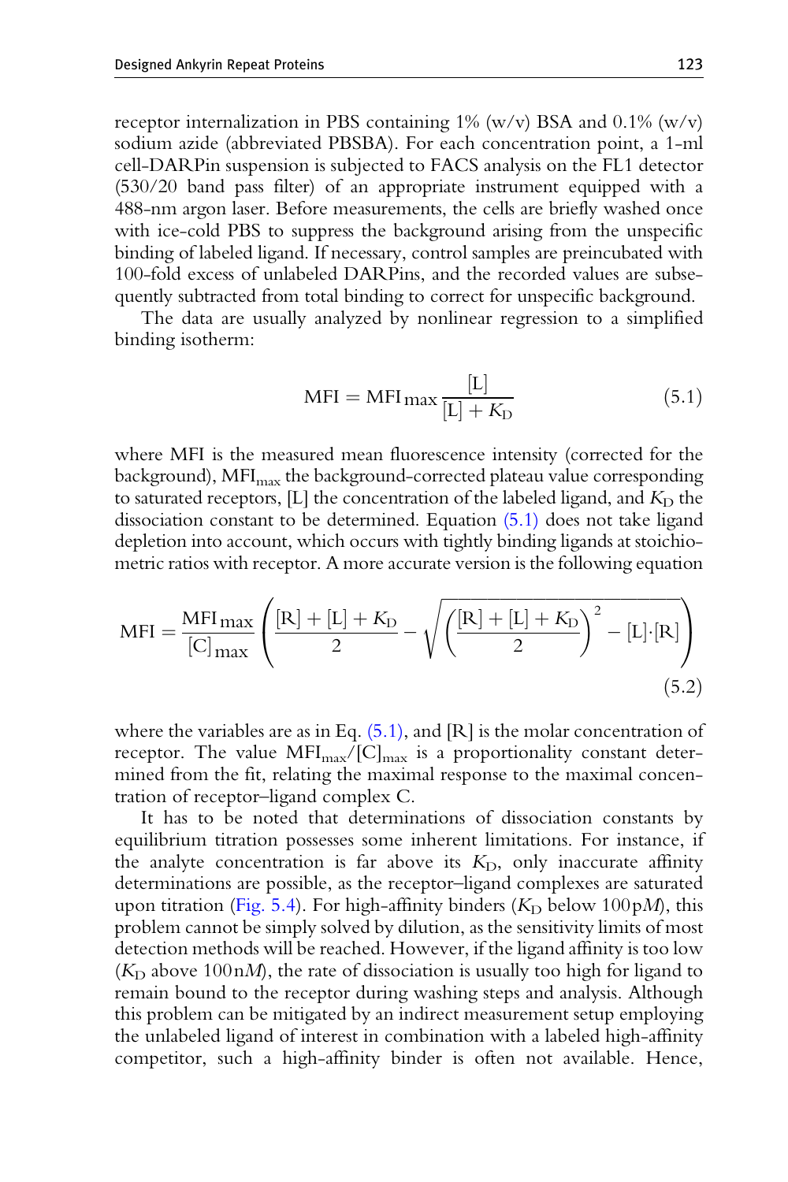receptor internalization in PBS containing 1% (w/v) BSA and 0.1% (w/v) sodium azide (abbreviated PBSBA). For each concentration point, a 1-ml cell-DARPin suspension is subjected to FACS analysis on the FL1 detector (530/20 band pass filter) of an appropriate instrument equipped with a 488-nm argon laser. Before measurements, the cells are briefly washed once with ice-cold PBS to suppress the background arising from the unspecific binding of labeled ligand. If necessary, control samples are preincubated with 100-fold excess of unlabeled DARPins, and the recorded values are subsequently subtracted from total binding to correct for unspecific background.

The data are usually analyzed by nonlinear regression to a simplified binding isotherm:

$$\mathrm{MFI} = \mathrm{MFI}_{\max}\frac{[\mathrm{L}]}{[\mathrm{L}] + K_\mathrm{D}} \tag{5.1}$$

where MFI is the measured mean fluorescence intensity (corrected for the background), $\mathrm{MFI}_{\max}$ the background-corrected plateau value corresponding to saturated receptors, [L] the concentration of the labeled ligand, and $K_\mathrm{D}$ the dissociation constant to be determined. Equation (5.1) does not take ligand depletion into account, which occurs with tightly binding ligands at stoichiometric ratios with receptor. A more accurate version is the following equation

$$\mathrm{MFI} = \frac{\mathrm{MFI}_{\max}}{[\mathrm{C}]_{\max}}\left(\frac{[\mathrm{R}] + [\mathrm{L}] + K_\mathrm{D}}{2} - \sqrt{\left(\frac{[\mathrm{R}] + [\mathrm{L}] + K_\mathrm{D}}{2}\right)^2 - [\mathrm{L}]\cdot[\mathrm{R}]}\right) \tag{5.2}$$

where the variables are as in Eq. (5.1), and [R] is the molar concentration of receptor. The value $\mathrm{MFI}_{\max}/[\mathrm{C}]_{\max}$ is a proportionality constant determined from the fit, relating the maximal response to the maximal concentration of receptor–ligand complex C.

It has to be noted that determinations of dissociation constants by equilibrium titration possesses some inherent limitations. For instance, if the analyte concentration is far above its $K_\mathrm{D}$, only inaccurate affinity determinations are possible, as the receptor–ligand complexes are saturated upon titration (Fig. 5.4). For high-affinity binders ($K_\mathrm{D}$ below 100 p*M*), this problem cannot be simply solved by dilution, as the sensitivity limits of most detection methods will be reached. However, if the ligand affinity is too low ($K_\mathrm{D}$ above 100 n*M*), the rate of dissociation is usually too high for ligand to remain bound to the receptor during washing steps and analysis. Although this problem can be mitigated by an indirect measurement setup employing the unlabeled ligand of interest in combination with a labeled high-affinity competitor, such a high-affinity binder is often not available. Hence,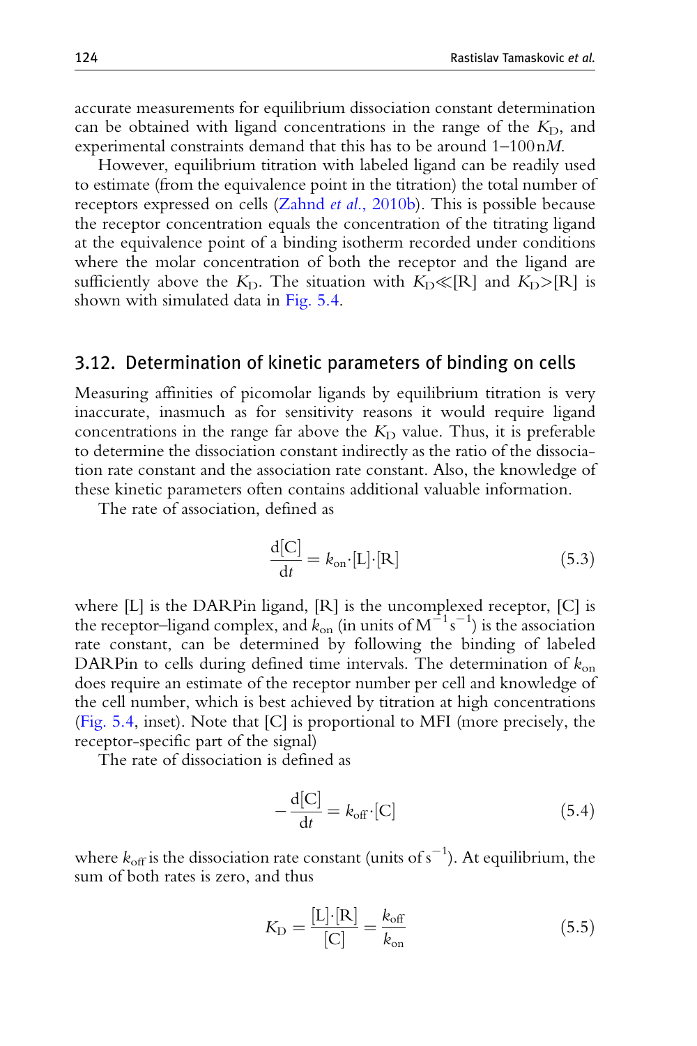accurate measurements for equilibrium dissociation constant determination can be obtained with ligand concentrations in the range of the $K_D$, and experimental constraints demand that this has to be around 1–100 n*M*.

However, equilibrium titration with labeled ligand can be readily used to estimate (from the equivalence point in the titration) the total number of receptors expressed on cells (Zahnd *et al.*, 2010b). This is possible because the receptor concentration equals the concentration of the titrating ligand at the equivalence point of a binding isotherm recorded under conditions where the molar concentration of both the receptor and the ligand are sufficiently above the $K_D$. The situation with $K_D \ll [R]$ and $K_D > [R]$ is shown with simulated data in Fig. 5.4.

## 3.12. Determination of kinetic parameters of binding on cells

Measuring affinities of picomolar ligands by equilibrium titration is very inaccurate, inasmuch as for sensitivity reasons it would require ligand concentrations in the range far above the $K_D$ value. Thus, it is preferable to determine the dissociation constant indirectly as the ratio of the dissociation rate constant and the association rate constant. Also, the knowledge of these kinetic parameters often contains additional valuable information.

The rate of association, defined as

$$\frac{d[C]}{dt} = k_{on} \cdot [L] \cdot [R] \tag{5.3}$$

where [L] is the DARPin ligand, [R] is the uncomplexed receptor, [C] is the receptor–ligand complex, and $k_{on}$ (in units of $M^{-1}s^{-1}$) is the association rate constant, can be determined by following the binding of labeled DARPin to cells during defined time intervals. The determination of $k_{on}$ does require an estimate of the receptor number per cell and knowledge of the cell number, which is best achieved by titration at high concentrations (Fig. 5.4, inset). Note that [C] is proportional to MFI (more precisely, the receptor-specific part of the signal)

The rate of dissociation is defined as

$$-\frac{d[C]}{dt} = k_{off} \cdot [C] \tag{5.4}$$

where $k_{off}$ is the dissociation rate constant (units of $s^{-1}$). At equilibrium, the sum of both rates is zero, and thus

$$K_D = \frac{[L] \cdot [R]}{[C]} = \frac{k_{off}}{k_{on}} \tag{5.5}$$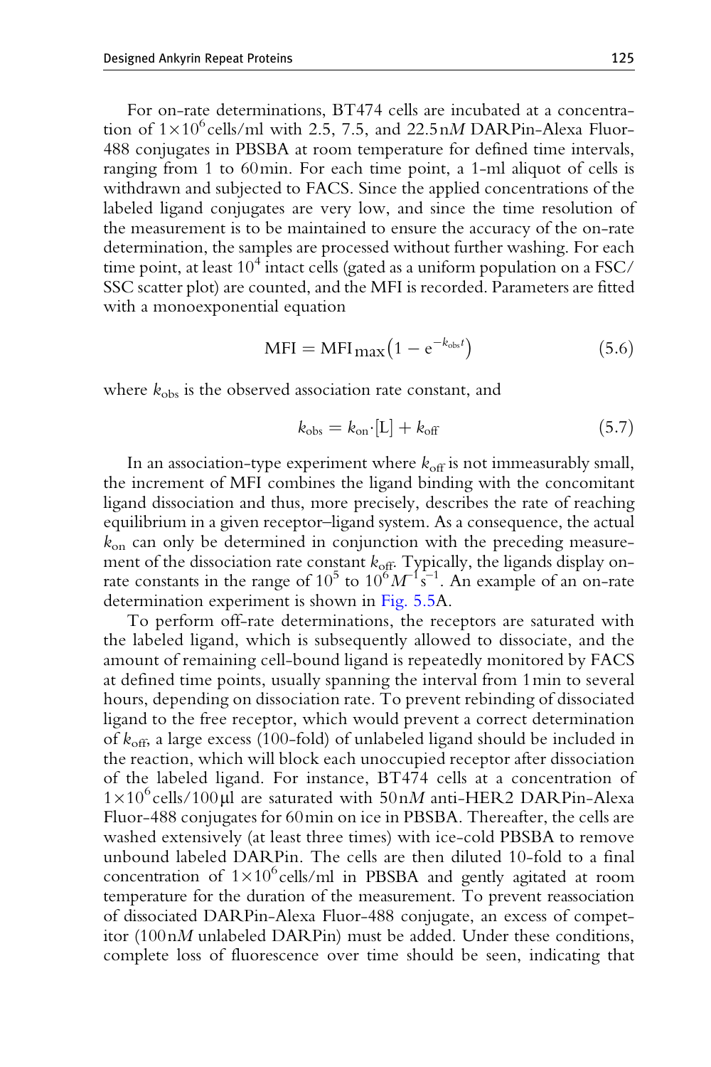For on-rate determinations, BT474 cells are incubated at a concentration of $1\times10^6$ cells/ml with 2.5, 7.5, and 22.5 n$M$ DARPin-Alexa Fluor-488 conjugates in PBSBA at room temperature for defined time intervals, ranging from 1 to 60 min. For each time point, a 1-ml aliquot of cells is withdrawn and subjected to FACS. Since the applied concentrations of the labeled ligand conjugates are very low, and since the time resolution of the measurement is to be maintained to ensure the accuracy of the on-rate determination, the samples are processed without further washing. For each time point, at least $10^4$ intact cells (gated as a uniform population on a FSC/SSC scatter plot) are counted, and the MFI is recorded. Parameters are fitted with a monoexponential equation

$$\mathrm{MFI} = \mathrm{MFI}_{\max}\left(1 - \mathrm{e}^{-k_{\mathrm{obs}}t}\right) \tag{5.6}$$

where $k_{\mathrm{obs}}$ is the observed association rate constant, and

$$k_{\mathrm{obs}} = k_{\mathrm{on}}\cdot[\mathrm{L}] + k_{\mathrm{off}} \tag{5.7}$$

In an association-type experiment where $k_{\mathrm{off}}$ is not immeasurably small, the increment of MFI combines the ligand binding with the concomitant ligand dissociation and thus, more precisely, describes the rate of reaching equilibrium in a given receptor–ligand system. As a consequence, the actual $k_{\mathrm{on}}$ can only be determined in conjunction with the preceding measurement of the dissociation rate constant $k_{\mathrm{off}}$. Typically, the ligands display on-rate constants in the range of $10^5$ to $10^6\,M^{-1}\mathrm{s}^{-1}$. An example of an on-rate determination experiment is shown in Fig. 5.5A.

To perform off-rate determinations, the receptors are saturated with the labeled ligand, which is subsequently allowed to dissociate, and the amount of remaining cell-bound ligand is repeatedly monitored by FACS at defined time points, usually spanning the interval from 1 min to several hours, depending on dissociation rate. To prevent rebinding of dissociated ligand to the free receptor, which would prevent a correct determination of $k_{\mathrm{off}}$, a large excess (100-fold) of unlabeled ligand should be included in the reaction, which will block each unoccupied receptor after dissociation of the labeled ligand. For instance, BT474 cells at a concentration of $1\times10^6$ cells/100 μl are saturated with 50 n$M$ anti-HER2 DARPin-Alexa Fluor-488 conjugates for 60 min on ice in PBSBA. Thereafter, the cells are washed extensively (at least three times) with ice-cold PBSBA to remove unbound labeled DARPin. The cells are then diluted 10-fold to a final concentration of $1\times10^6$ cells/ml in PBSBA and gently agitated at room temperature for the duration of the measurement. To prevent reassociation of dissociated DARPin-Alexa Fluor-488 conjugate, an excess of competitor (100 n$M$ unlabeled DARPin) must be added. Under these conditions, complete loss of fluorescence over time should be seen, indicating that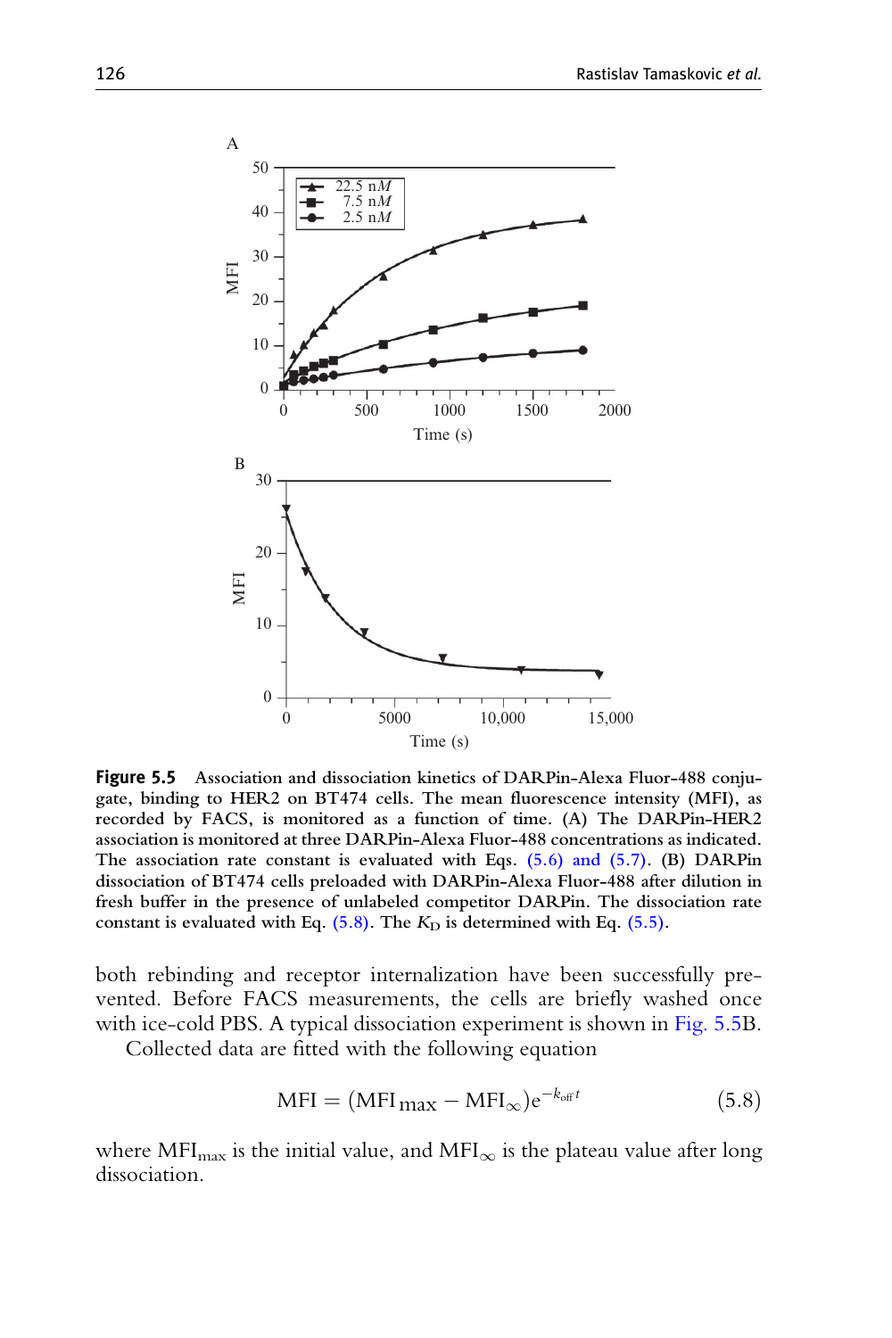**Figure 5.5** Association and dissociation kinetics of DARPin-Alexa Fluor-488 conjugate, binding to HER2 on BT474 cells. The mean fluorescence intensity (MFI), as recorded by FACS, is monitored as a function of time. (A) The DARPin-HER2 association is monitored at three DARPin-Alexa Fluor-488 concentrations as indicated. The association rate constant is evaluated with Eqs. (5.6) and (5.7). (B) DARPin dissociation of BT474 cells preloaded with DARPin-Alexa Fluor-488 after dilution in fresh buffer in the presence of unlabeled competitor DARPin. The dissociation rate constant is evaluated with Eq. (5.8). The $K_D$ is determined with Eq. (5.5).

both rebinding and receptor internalization have been successfully prevented. Before FACS measurements, the cells are briefly washed once with ice-cold PBS. A typical dissociation experiment is shown in Fig. 5.5B.

Collected data are fitted with the following equation

$$\mathrm{MFI} = (\mathrm{MFI}_{\max} - \mathrm{MFI}_{\infty})e^{-k_{\mathrm{off}}t} \tag{5.8}$$

where $\mathrm{MFI}_{\max}$ is the initial value, and $\mathrm{MFI}_{\infty}$ is the plateau value after long dissociation.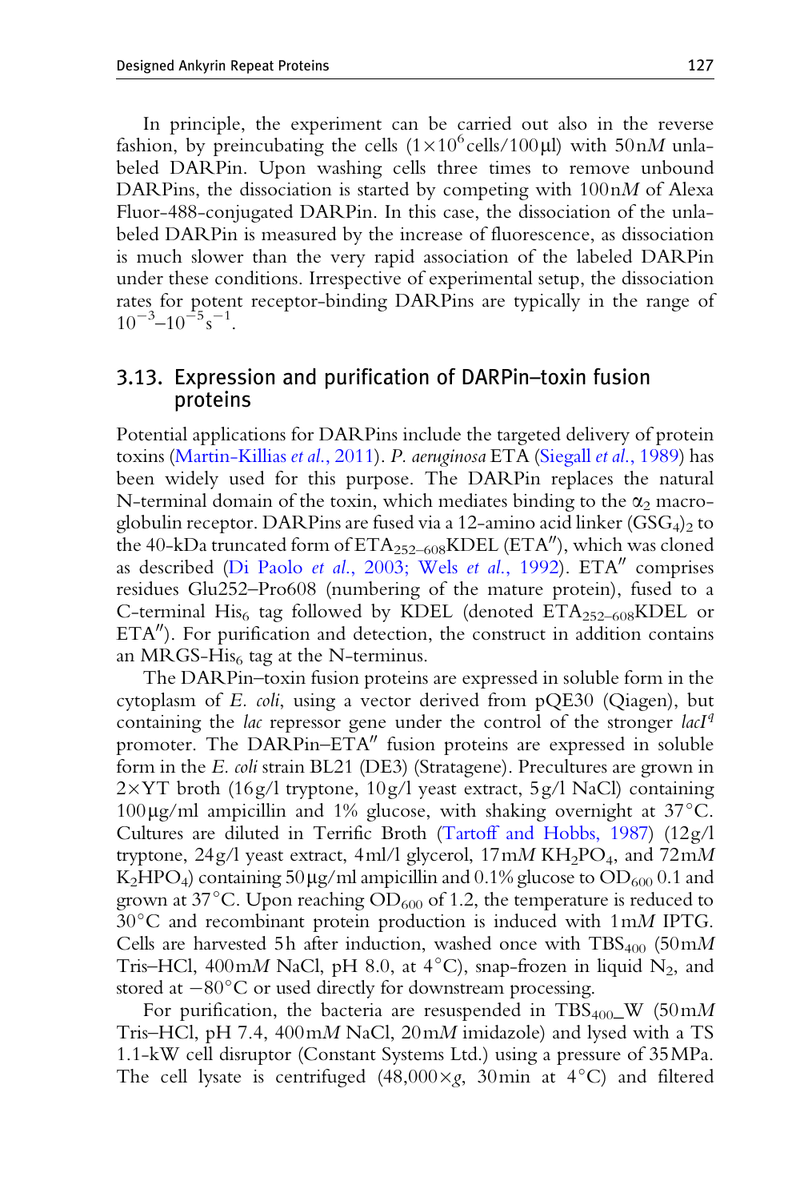In principle, the experiment can be carried out also in the reverse fashion, by preincubating the cells ($1 \times 10^6$ cells/100 µl) with 50 n*M* unlabeled DARPin. Upon washing cells three times to remove unbound DARPins, the dissociation is started by competing with 100 n*M* of Alexa Fluor-488-conjugated DARPin. In this case, the dissociation of the unlabeled DARPin is measured by the increase of fluorescence, as dissociation is much slower than the very rapid association of the labeled DARPin under these conditions. Irrespective of experimental setup, the dissociation rates for potent receptor-binding DARPins are typically in the range of $10^{-3}$–$10^{-5}$ s$^{-1}$.

## 3.13. Expression and purification of DARPin–toxin fusion proteins

Potential applications for DARPins include the targeted delivery of protein toxins (Martin-Killias *et al.*, 2011). *P. aeruginosa* ETA (Siegall *et al.*, 1989) has been widely used for this purpose. The DARPin replaces the natural N-terminal domain of the toxin, which mediates binding to the $\alpha_2$ macroglobulin receptor. DARPins are fused via a 12-amino acid linker $(GSG_4)_2$ to the 40-kDa truncated form of $ETA_{252-608}$KDEL (ETA″), which was cloned as described (Di Paolo *et al.*, 2003; Wels *et al.*, 1992). ETA″ comprises residues Glu252–Pro608 (numbering of the mature protein), fused to a C-terminal $His_6$ tag followed by KDEL (denoted $ETA_{252-608}$KDEL or ETA″). For purification and detection, the construct in addition contains an MRGS-$His_6$ tag at the N-terminus.

The DARPin–toxin fusion proteins are expressed in soluble form in the cytoplasm of *E. coli*, using a vector derived from pQE30 (Qiagen), but containing the *lac* repressor gene under the control of the stronger *lacI$^q$* promoter. The DARPin–ETA″ fusion proteins are expressed in soluble form in the *E. coli* strain BL21 (DE3) (Stratagene). Precultures are grown in 2×YT broth (16 g/l tryptone, 10 g/l yeast extract, 5 g/l NaCl) containing 100 µg/ml ampicillin and 1% glucose, with shaking overnight at 37 °C. Cultures are diluted in Terrific Broth (Tartoff and Hobbs, 1987) (12 g/l tryptone, 24 g/l yeast extract, 4 ml/l glycerol, 17 m*M* $KH_2PO_4$, and 72 m*M* $K_2HPO_4$) containing 50 µg/ml ampicillin and 0.1% glucose to $OD_{600}$ 0.1 and grown at 37 °C. Upon reaching $OD_{600}$ of 1.2, the temperature is reduced to 30 °C and recombinant protein production is induced with 1 m*M* IPTG. Cells are harvested 5 h after induction, washed once with $TBS_{400}$ (50 m*M* Tris–HCl, 400 m*M* NaCl, pH 8.0, at 4 °C), snap-frozen in liquid $N_2$, and stored at −80 °C or used directly for downstream processing.

For purification, the bacteria are resuspended in $TBS_{400}$_W (50 m*M* Tris–HCl, pH 7.4, 400 m*M* NaCl, 20 m*M* imidazole) and lysed with a TS 1.1-kW cell disruptor (Constant Systems Ltd.) using a pressure of 35 MPa. The cell lysate is centrifuged (48,000×*g*, 30 min at 4 °C) and filtered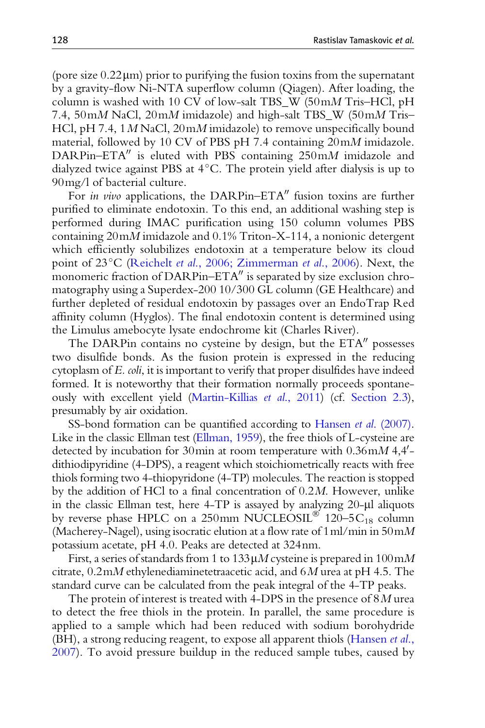(pore size 0.22 μm) prior to purifying the fusion toxins from the supernatant by a gravity-flow Ni-NTA superflow column (Qiagen). After loading, the column is washed with 10 CV of low-salt TBS_W (50 m*M* Tris–HCl, pH 7.4, 50 m*M* NaCl, 20 m*M* imidazole) and high-salt TBS_W (50 m*M* Tris–HCl, pH 7.4, 1 *M* NaCl, 20 m*M* imidazole) to remove unspecifically bound material, followed by 10 CV of PBS pH 7.4 containing 20 m*M* imidazole. DARPin–ETA″ is eluted with PBS containing 250 m*M* imidazole and dialyzed twice against PBS at 4 °C. The protein yield after dialysis is up to 90 mg/l of bacterial culture.

For *in vivo* applications, the DARPin–ETA″ fusion toxins are further purified to eliminate endotoxin. To this end, an additional washing step is performed during IMAC purification using 150 column volumes PBS containing 20 m*M* imidazole and 0.1% Triton-X-114, a nonionic detergent which efficiently solubilizes endotoxin at a temperature below its cloud point of 23 °C (Reichelt *et al.*, 2006; Zimmerman *et al.*, 2006). Next, the monomeric fraction of DARPin–ETA″ is separated by size exclusion chromatography using a Superdex-200 10/300 GL column (GE Healthcare) and further depleted of residual endotoxin by passages over an EndoTrap Red affinity column (Hyglos). The final endotoxin content is determined using the Limulus amebocyte lysate endochrome kit (Charles River).

The DARPin contains no cysteine by design, but the ETA″ possesses two disulfide bonds. As the fusion protein is expressed in the reducing cytoplasm of *E. coli*, it is important to verify that proper disulfides have indeed formed. It is noteworthy that their formation normally proceeds spontaneously with excellent yield (Martin-Killias *et al.*, 2011) (cf. Section 2.3), presumably by air oxidation.

SS-bond formation can be quantified according to Hansen *et al.* (2007). Like in the classic Ellman test (Ellman, 1959), the free thiols of L-cysteine are detected by incubation for 30 min at room temperature with 0.36 m*M* 4,4′-dithiodipyridine (4-DPS), a reagent which stoichiometrically reacts with free thiols forming two 4-thiopyridone (4-TP) molecules. The reaction is stopped by the addition of HCl to a final concentration of 0.2 *M*. However, unlike in the classic Ellman test, here 4-TP is assayed by analyzing 20-μl aliquots by reverse phase HPLC on a 250 mm NUCLEOSIL® 120–5 $C_{18}$ column (Macherey-Nagel), using isocratic elution at a flow rate of 1 ml/min in 50 m*M* potassium acetate, pH 4.0. Peaks are detected at 324 nm.

First, a series of standards from 1 to 133 μ*M* cysteine is prepared in 100 m*M* citrate, 0.2 m*M* ethylenediaminetetraacetic acid, and 6 *M* urea at pH 4.5. The standard curve can be calculated from the peak integral of the 4-TP peaks.

The protein of interest is treated with 4-DPS in the presence of 8 *M* urea to detect the free thiols in the protein. In parallel, the same procedure is applied to a sample which had been reduced with sodium borohydride (BH), a strong reducing reagent, to expose all apparent thiols (Hansen *et al.*, 2007). To avoid pressure buildup in the reduced sample tubes, caused by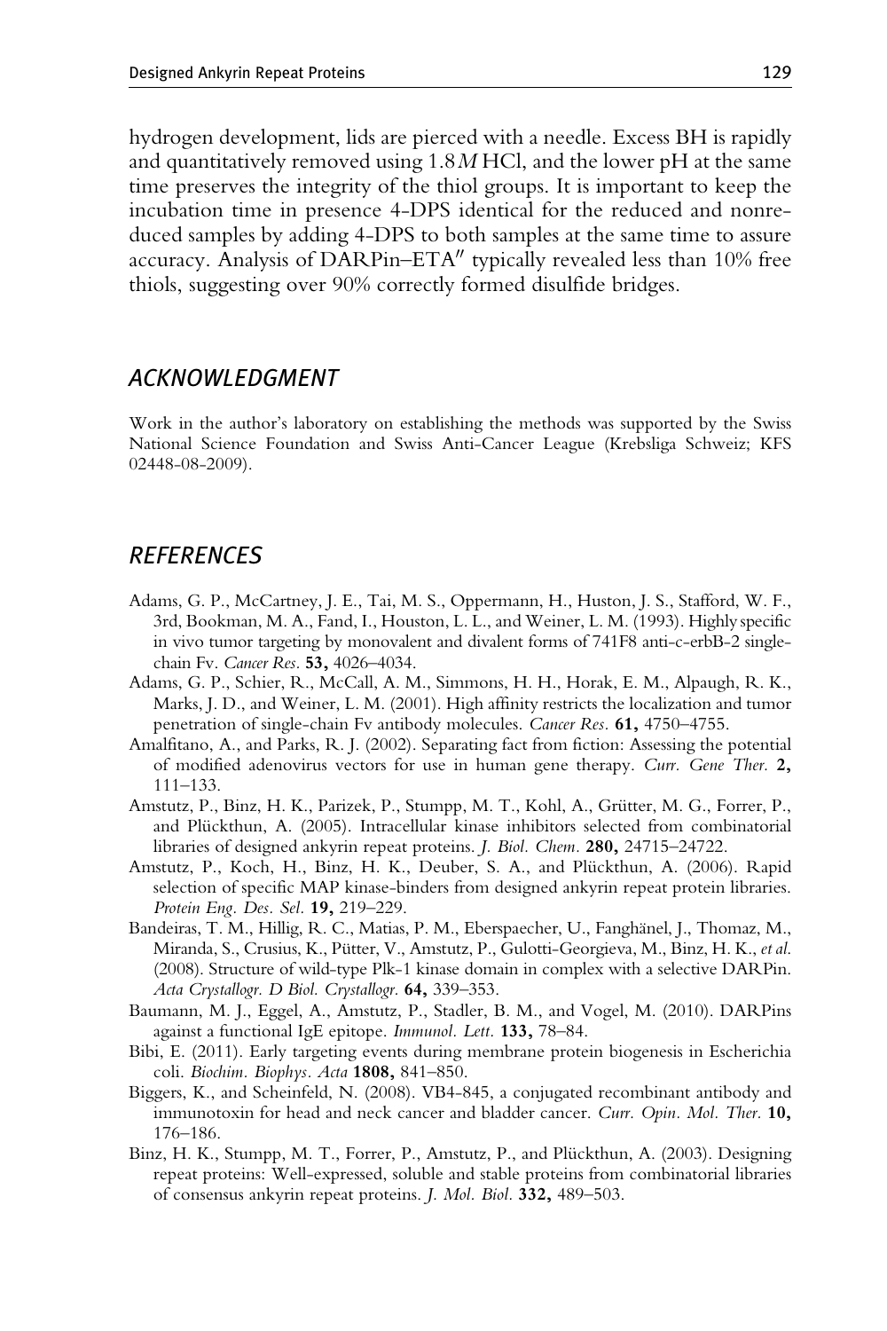hydrogen development, lids are pierced with a needle. Excess BH is rapidly and quantitatively removed using 1.8 *M* HCl, and the lower pH at the same time preserves the integrity of the thiol groups. It is important to keep the incubation time in presence 4-DPS identical for the reduced and nonreduced samples by adding 4-DPS to both samples at the same time to assure accuracy. Analysis of DARPin–ETA″ typically revealed less than 10% free thiols, suggesting over 90% correctly formed disulfide bridges.

## ACKNOWLEDGMENT

Work in the author's laboratory on establishing the methods was supported by the Swiss National Science Foundation and Swiss Anti-Cancer League (Krebsliga Schweiz; KFS 02448-08-2009).

## REFERENCES

Adams, G. P., McCartney, J. E., Tai, M. S., Oppermann, H., Huston, J. S., Stafford, W. F., 3rd, Bookman, M. A., Fand, I., Houston, L. L., and Weiner, L. M. (1993). Highly specific in vivo tumor targeting by monovalent and divalent forms of 741F8 anti-c-erbB-2 single-chain Fv. *Cancer Res.* **53,** 4026–4034.

Adams, G. P., Schier, R., McCall, A. M., Simmons, H. H., Horak, E. M., Alpaugh, R. K., Marks, J. D., and Weiner, L. M. (2001). High affinity restricts the localization and tumor penetration of single-chain Fv antibody molecules. *Cancer Res.* **61,** 4750–4755.

Amalfitano, A., and Parks, R. J. (2002). Separating fact from fiction: Assessing the potential of modified adenovirus vectors for use in human gene therapy. *Curr. Gene Ther.* **2,** 111–133.

Amstutz, P., Binz, H. K., Parizek, P., Stumpp, M. T., Kohl, A., Grütter, M. G., Forrer, P., and Plückthun, A. (2005). Intracellular kinase inhibitors selected from combinatorial libraries of designed ankyrin repeat proteins. *J. Biol. Chem.* **280,** 24715–24722.

Amstutz, P., Koch, H., Binz, H. K., Deuber, S. A., and Plückthun, A. (2006). Rapid selection of specific MAP kinase-binders from designed ankyrin repeat protein libraries. *Protein Eng. Des. Sel.* **19,** 219–229.

Bandeiras, T. M., Hillig, R. C., Matias, P. M., Eberspaecher, U., Fanghänel, J., Thomaz, M., Miranda, S., Crusius, K., Pütter, V., Amstutz, P., Gulotti-Georgieva, M., Binz, H. K., *et al.* (2008). Structure of wild-type Plk-1 kinase domain in complex with a selective DARPin. *Acta Crystallogr. D Biol. Crystallogr.* **64,** 339–353.

Baumann, M. J., Eggel, A., Amstutz, P., Stadler, B. M., and Vogel, M. (2010). DARPins against a functional IgE epitope. *Immunol. Lett.* **133,** 78–84.

Bibi, E. (2011). Early targeting events during membrane protein biogenesis in Escherichia coli. *Biochim. Biophys. Acta* **1808,** 841–850.

Biggers, K., and Scheinfeld, N. (2008). VB4-845, a conjugated recombinant antibody and immunotoxin for head and neck cancer and bladder cancer. *Curr. Opin. Mol. Ther.* **10,** 176–186.

Binz, H. K., Stumpp, M. T., Forrer, P., Amstutz, P., and Plückthun, A. (2003). Designing repeat proteins: Well-expressed, soluble and stable proteins from combinatorial libraries of consensus ankyrin repeat proteins. *J. Mol. Biol.* **332,** 489–503.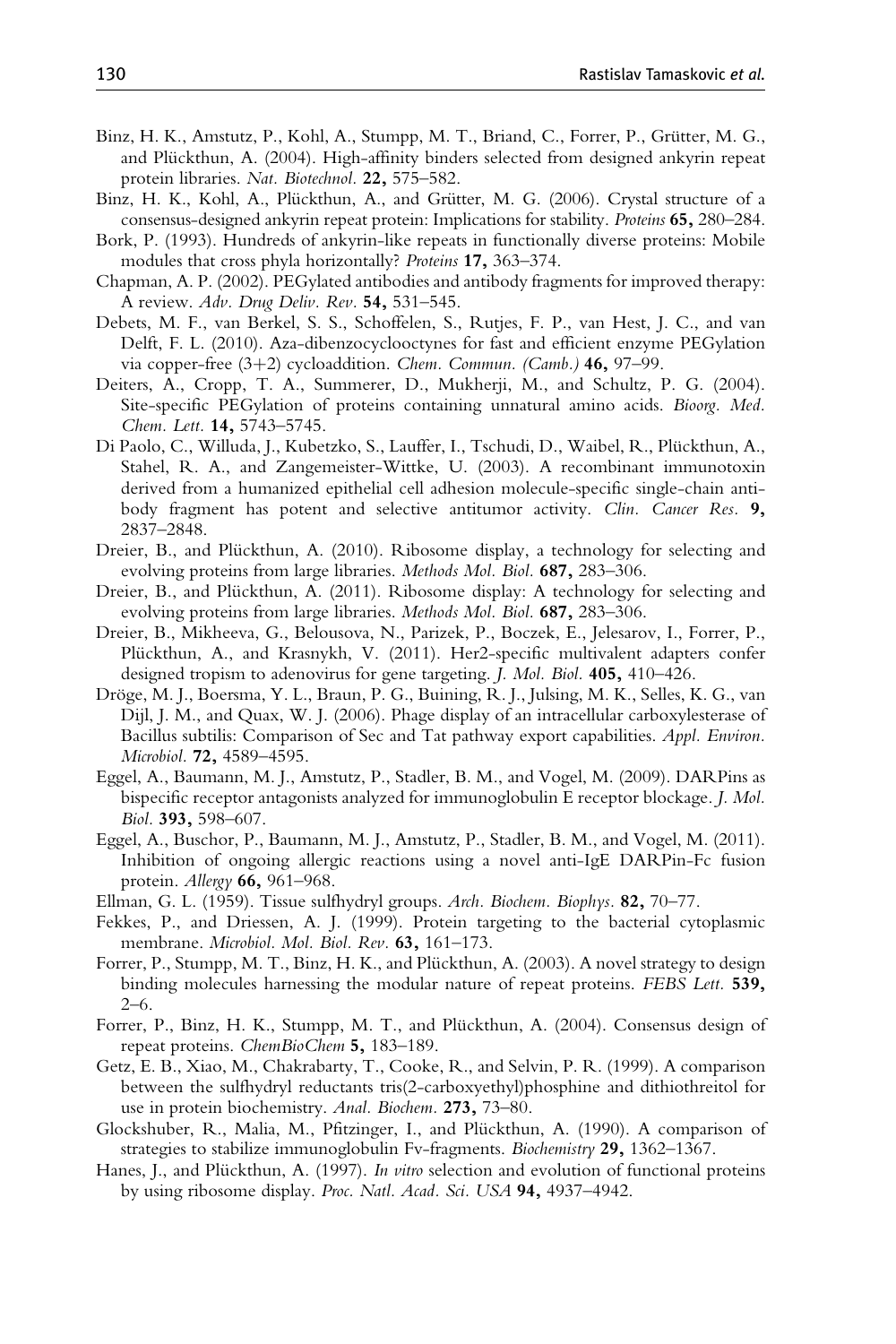Binz, H. K., Amstutz, P., Kohl, A., Stumpp, M. T., Briand, C., Forrer, P., Grütter, M. G., and Plückthun, A. (2004). High-affinity binders selected from designed ankyrin repeat protein libraries. *Nat. Biotechnol.* **22,** 575–582.

Binz, H. K., Kohl, A., Plückthun, A., and Grütter, M. G. (2006). Crystal structure of a consensus-designed ankyrin repeat protein: Implications for stability. *Proteins* **65,** 280–284.

Bork, P. (1993). Hundreds of ankyrin-like repeats in functionally diverse proteins: Mobile modules that cross phyla horizontally? *Proteins* **17,** 363–374.

Chapman, A. P. (2002). PEGylated antibodies and antibody fragments for improved therapy: A review. *Adv. Drug Deliv. Rev.* **54,** 531–545.

Debets, M. F., van Berkel, S. S., Schoffelen, S., Rutjes, F. P., van Hest, J. C., and van Delft, F. L. (2010). Aza-dibenzocyclooctynes for fast and efficient enzyme PEGylation via copper-free (3+2) cycloaddition. *Chem. Commun. (Camb.)* **46,** 97–99.

Deiters, A., Cropp, T. A., Summerer, D., Mukherji, M., and Schultz, P. G. (2004). Site-specific PEGylation of proteins containing unnatural amino acids. *Bioorg. Med. Chem. Lett.* **14,** 5743–5745.

Di Paolo, C., Willuda, J., Kubetzko, S., Lauffer, I., Tschudi, D., Waibel, R., Plückthun, A., Stahel, R. A., and Zangemeister-Wittke, U. (2003). A recombinant immunotoxin derived from a humanized epithelial cell adhesion molecule-specific single-chain antibody fragment has potent and selective antitumor activity. *Clin. Cancer Res.* **9,** 2837–2848.

Dreier, B., and Plückthun, A. (2010). Ribosome display, a technology for selecting and evolving proteins from large libraries. *Methods Mol. Biol.* **687,** 283–306.

Dreier, B., and Plückthun, A. (2011). Ribosome display: A technology for selecting and evolving proteins from large libraries. *Methods Mol. Biol.* **687,** 283–306.

Dreier, B., Mikheeva, G., Belousova, N., Parizek, P., Boczek, E., Jelesarov, I., Forrer, P., Plückthun, A., and Krasnykh, V. (2011). Her2-specific multivalent adapters confer designed tropism to adenovirus for gene targeting. *J. Mol. Biol.* **405,** 410–426.

Dröge, M. J., Boersma, Y. L., Braun, P. G., Buining, R. J., Julsing, M. K., Selles, K. G., van Dijl, J. M., and Quax, W. J. (2006). Phage display of an intracellular carboxylesterase of Bacillus subtilis: Comparison of Sec and Tat pathway export capabilities. *Appl. Environ. Microbiol.* **72,** 4589–4595.

Eggel, A., Baumann, M. J., Amstutz, P., Stadler, B. M., and Vogel, M. (2009). DARPins as bispecific receptor antagonists analyzed for immunoglobulin E receptor blockage. *J. Mol. Biol.* **393,** 598–607.

Eggel, A., Buschor, P., Baumann, M. J., Amstutz, P., Stadler, B. M., and Vogel, M. (2011). Inhibition of ongoing allergic reactions using a novel anti-IgE DARPin-Fc fusion protein. *Allergy* **66,** 961–968.

Ellman, G. L. (1959). Tissue sulfhydryl groups. *Arch. Biochem. Biophys.* **82,** 70–77.

Fekkes, P., and Driessen, A. J. (1999). Protein targeting to the bacterial cytoplasmic membrane. *Microbiol. Mol. Biol. Rev.* **63,** 161–173.

Forrer, P., Stumpp, M. T., Binz, H. K., and Plückthun, A. (2003). A novel strategy to design binding molecules harnessing the modular nature of repeat proteins. *FEBS Lett.* **539,** 2–6.

Forrer, P., Binz, H. K., Stumpp, M. T., and Plückthun, A. (2004). Consensus design of repeat proteins. *ChemBioChem* **5,** 183–189.

Getz, E. B., Xiao, M., Chakrabarty, T., Cooke, R., and Selvin, P. R. (1999). A comparison between the sulfhydryl reductants tris(2-carboxyethyl)phosphine and dithiothreitol for use in protein biochemistry. *Anal. Biochem.* **273,** 73–80.

Glockshuber, R., Malia, M., Pfitzinger, I., and Plückthun, A. (1990). A comparison of strategies to stabilize immunoglobulin Fv-fragments. *Biochemistry* **29,** 1362–1367.

Hanes, J., and Plückthun, A. (1997). *In vitro* selection and evolution of functional proteins by using ribosome display. *Proc. Natl. Acad. Sci. USA* **94,** 4937–4942.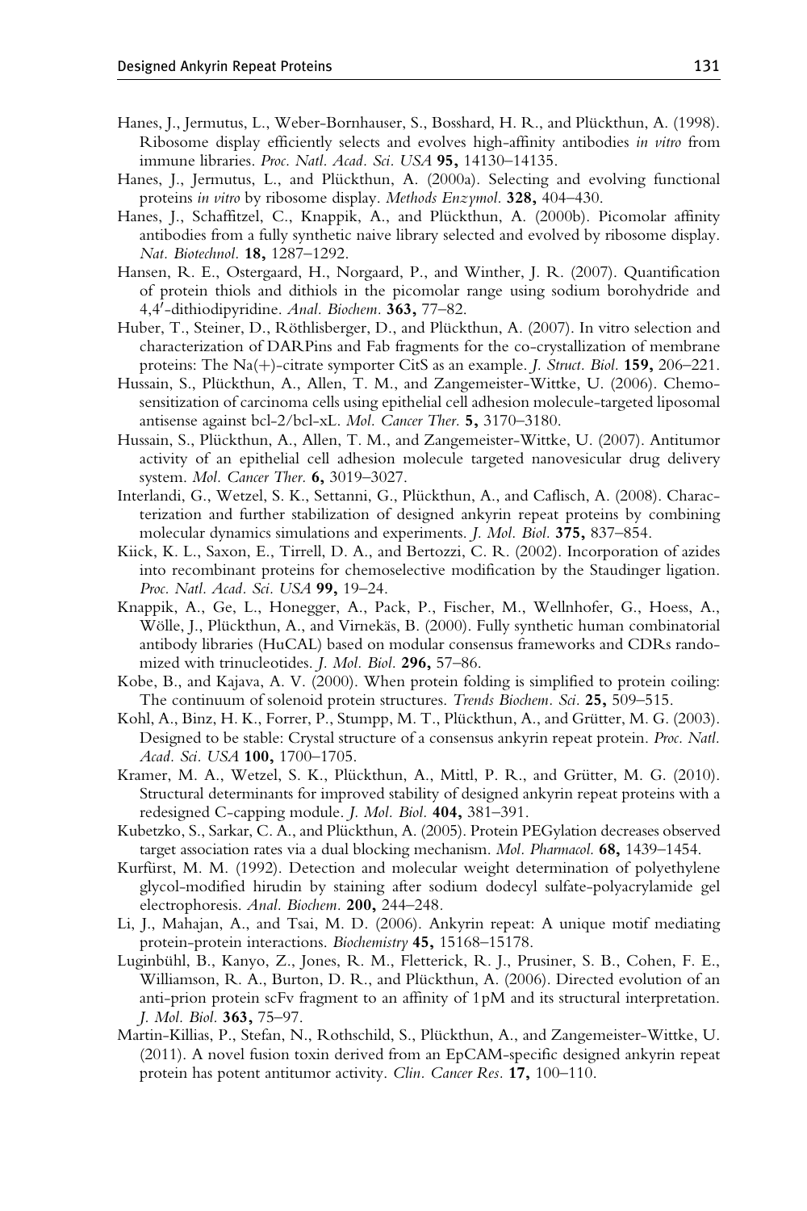Hanes, J., Jermutus, L., Weber-Bornhauser, S., Bosshard, H. R., and Plückthun, A. (1998). Ribosome display efficiently selects and evolves high-affinity antibodies *in vitro* from immune libraries. *Proc. Natl. Acad. Sci. USA* **95,** 14130–14135.

Hanes, J., Jermutus, L., and Plückthun, A. (2000a). Selecting and evolving functional proteins *in vitro* by ribosome display. *Methods Enzymol.* **328,** 404–430.

Hanes, J., Schaffitzel, C., Knappik, A., and Plückthun, A. (2000b). Picomolar affinity antibodies from a fully synthetic naive library selected and evolved by ribosome display. *Nat. Biotechnol.* **18,** 1287–1292.

Hansen, R. E., Ostergaard, H., Norgaard, P., and Winther, J. R. (2007). Quantification of protein thiols and dithiols in the picomolar range using sodium borohydride and 4,4′-dithiodipyridine. *Anal. Biochem.* **363,** 77–82.

Huber, T., Steiner, D., Röthlisberger, D., and Plückthun, A. (2007). In vitro selection and characterization of DARPins and Fab fragments for the co-crystallization of membrane proteins: The Na(+)-citrate symporter CitS as an example. *J. Struct. Biol.* **159,** 206–221.

Hussain, S., Plückthun, A., Allen, T. M., and Zangemeister-Wittke, U. (2006). Chemosensitization of carcinoma cells using epithelial cell adhesion molecule-targeted liposomal antisense against bcl-2/bcl-xL. *Mol. Cancer Ther.* **5,** 3170–3180.

Hussain, S., Plückthun, A., Allen, T. M., and Zangemeister-Wittke, U. (2007). Antitumor activity of an epithelial cell adhesion molecule targeted nanovesicular drug delivery system. *Mol. Cancer Ther.* **6,** 3019–3027.

Interlandi, G., Wetzel, S. K., Settanni, G., Plückthun, A., and Caflisch, A. (2008). Characterization and further stabilization of designed ankyrin repeat proteins by combining molecular dynamics simulations and experiments. *J. Mol. Biol.* **375,** 837–854.

Kiick, K. L., Saxon, E., Tirrell, D. A., and Bertozzi, C. R. (2002). Incorporation of azides into recombinant proteins for chemoselective modification by the Staudinger ligation. *Proc. Natl. Acad. Sci. USA* **99,** 19–24.

Knappik, A., Ge, L., Honegger, A., Pack, P., Fischer, M., Wellnhofer, G., Hoess, A., Wölle, J., Plückthun, A., and Virnekäs, B. (2000). Fully synthetic human combinatorial antibody libraries (HuCAL) based on modular consensus frameworks and CDRs randomized with trinucleotides. *J. Mol. Biol.* **296,** 57–86.

Kobe, B., and Kajava, A. V. (2000). When protein folding is simplified to protein coiling: The continuum of solenoid protein structures. *Trends Biochem. Sci.* **25,** 509–515.

Kohl, A., Binz, H. K., Forrer, P., Stumpp, M. T., Plückthun, A., and Grütter, M. G. (2003). Designed to be stable: Crystal structure of a consensus ankyrin repeat protein. *Proc. Natl. Acad. Sci. USA* **100,** 1700–1705.

Kramer, M. A., Wetzel, S. K., Plückthun, A., Mittl, P. R., and Grütter, M. G. (2010). Structural determinants for improved stability of designed ankyrin repeat proteins with a redesigned C-capping module. *J. Mol. Biol.* **404,** 381–391.

Kubetzko, S., Sarkar, C. A., and Plückthun, A. (2005). Protein PEGylation decreases observed target association rates via a dual blocking mechanism. *Mol. Pharmacol.* **68,** 1439–1454.

Kurfürst, M. M. (1992). Detection and molecular weight determination of polyethylene glycol-modified hirudin by staining after sodium dodecyl sulfate-polyacrylamide gel electrophoresis. *Anal. Biochem.* **200,** 244–248.

Li, J., Mahajan, A., and Tsai, M. D. (2006). Ankyrin repeat: A unique motif mediating protein-protein interactions. *Biochemistry* **45,** 15168–15178.

Luginbühl, B., Kanyo, Z., Jones, R. M., Fletterick, R. J., Prusiner, S. B., Cohen, F. E., Williamson, R. A., Burton, D. R., and Plückthun, A. (2006). Directed evolution of an anti-prion protein scFv fragment to an affinity of 1pM and its structural interpretation. *J. Mol. Biol.* **363,** 75–97.

Martin-Killias, P., Stefan, N., Rothschild, S., Plückthun, A., and Zangemeister-Wittke, U. (2011). A novel fusion toxin derived from an EpCAM-specific designed ankyrin repeat protein has potent antitumor activity. *Clin. Cancer Res.* **17,** 100–110.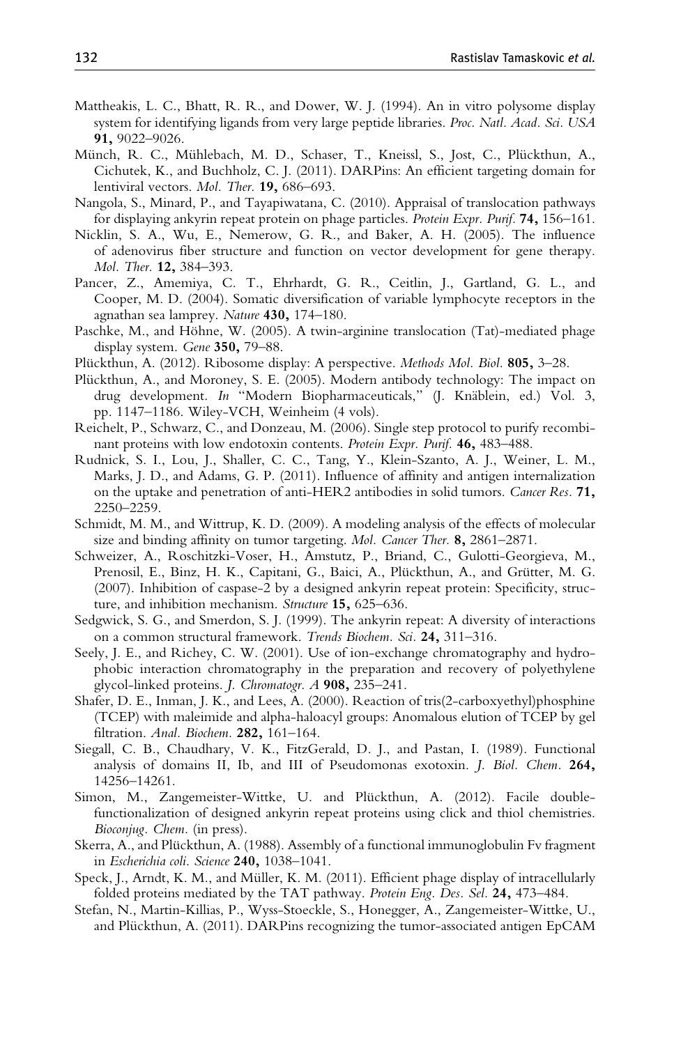Mattheakis, L. C., Bhatt, R. R., and Dower, W. J. (1994). An in vitro polysome display system for identifying ligands from very large peptide libraries. *Proc. Natl. Acad. Sci. USA* **91,** 9022–9026.

Münch, R. C., Mühlebach, M. D., Schaser, T., Kneissl, S., Jost, C., Plückthun, A., Cichutek, K., and Buchholz, C. J. (2011). DARPins: An efficient targeting domain for lentiviral vectors. *Mol. Ther.* **19,** 686–693.

Nangola, S., Minard, P., and Tayapiwatana, C. (2010). Appraisal of translocation pathways for displaying ankyrin repeat protein on phage particles. *Protein Expr. Purif.* **74,** 156–161.

Nicklin, S. A., Wu, E., Nemerow, G. R., and Baker, A. H. (2005). The influence of adenovirus fiber structure and function on vector development for gene therapy. *Mol. Ther.* **12,** 384–393.

Pancer, Z., Amemiya, C. T., Ehrhardt, G. R., Ceitlin, J., Gartland, G. L., and Cooper, M. D. (2004). Somatic diversification of variable lymphocyte receptors in the agnathan sea lamprey. *Nature* **430,** 174–180.

Paschke, M., and Höhne, W. (2005). A twin-arginine translocation (Tat)-mediated phage display system. *Gene* **350,** 79–88.

Plückthun, A. (2012). Ribosome display: A perspective. *Methods Mol. Biol.* **805,** 3–28.

Plückthun, A., and Moroney, S. E. (2005). Modern antibody technology: The impact on drug development. *In* "Modern Biopharmaceuticals," (J. Knäblein, ed.) Vol. 3, pp. 1147–1186. Wiley-VCH, Weinheim (4 vols).

Reichelt, P., Schwarz, C., and Donzeau, M. (2006). Single step protocol to purify recombinant proteins with low endotoxin contents. *Protein Expr. Purif.* **46,** 483–488.

Rudnick, S. I., Lou, J., Shaller, C. C., Tang, Y., Klein-Szanto, A. J., Weiner, L. M., Marks, J. D., and Adams, G. P. (2011). Influence of affinity and antigen internalization on the uptake and penetration of anti-HER2 antibodies in solid tumors. *Cancer Res.* **71,** 2250–2259.

Schmidt, M. M., and Wittrup, K. D. (2009). A modeling analysis of the effects of molecular size and binding affinity on tumor targeting. *Mol. Cancer Ther.* **8,** 2861–2871.

Schweizer, A., Roschitzki-Voser, H., Amstutz, P., Briand, C., Gulotti-Georgieva, M., Prenosil, E., Binz, H. K., Capitani, G., Baici, A., Plückthun, A., and Grütter, M. G. (2007). Inhibition of caspase-2 by a designed ankyrin repeat protein: Specificity, structure, and inhibition mechanism. *Structure* **15,** 625–636.

Sedgwick, S. G., and Smerdon, S. J. (1999). The ankyrin repeat: A diversity of interactions on a common structural framework. *Trends Biochem. Sci.* **24,** 311–316.

Seely, J. E., and Richey, C. W. (2001). Use of ion-exchange chromatography and hydrophobic interaction chromatography in the preparation and recovery of polyethylene glycol-linked proteins. *J. Chromatogr. A* **908,** 235–241.

Shafer, D. E., Inman, J. K., and Lees, A. (2000). Reaction of tris(2-carboxyethyl)phosphine (TCEP) with maleimide and alpha-haloacyl groups: Anomalous elution of TCEP by gel filtration. *Anal. Biochem.* **282,** 161–164.

Siegall, C. B., Chaudhary, V. K., FitzGerald, D. J., and Pastan, I. (1989). Functional analysis of domains II, Ib, and III of Pseudomonas exotoxin. *J. Biol. Chem.* **264,** 14256–14261.

Simon, M., Zangemeister-Wittke, U. and Plückthun, A. (2012). Facile double-functionalization of designed ankyrin repeat proteins using click and thiol chemistries. *Bioconjug. Chem.* (in press).

Skerra, A., and Plückthun, A. (1988). Assembly of a functional immunoglobulin Fv fragment in *Escherichia coli*. *Science* **240,** 1038–1041.

Speck, J., Arndt, K. M., and Müller, K. M. (2011). Efficient phage display of intracellularly folded proteins mediated by the TAT pathway. *Protein Eng. Des. Sel.* **24,** 473–484.

Stefan, N., Martin-Killias, P., Wyss-Stoeckle, S., Honegger, A., Zangemeister-Wittke, U., and Plückthun, A. (2011). DARPins recognizing the tumor-associated antigen EpCAM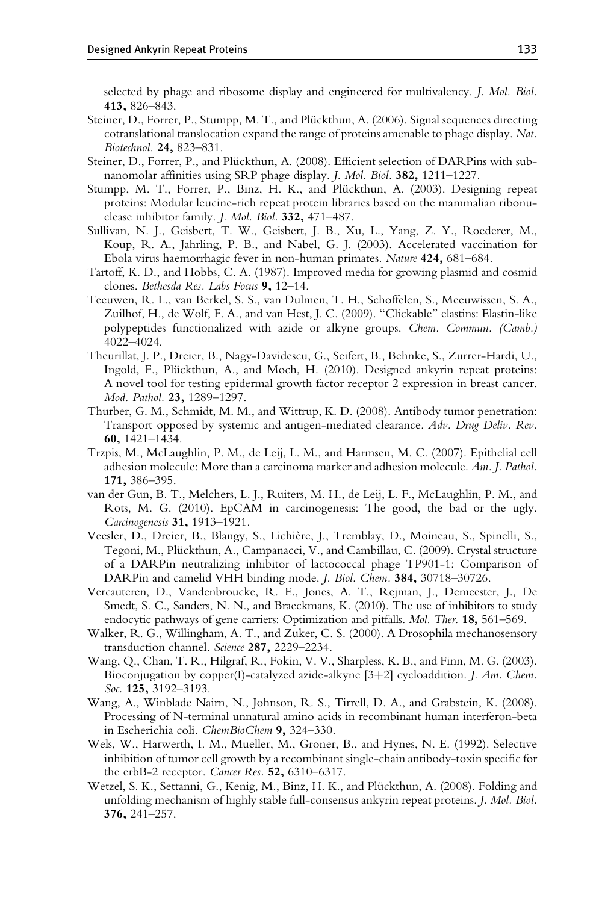selected by phage and ribosome display and engineered for multivalency. *J. Mol. Biol.* **413,** 826–843.

Steiner, D., Forrer, P., Stumpp, M. T., and Plückthun, A. (2006). Signal sequences directing cotranslational translocation expand the range of proteins amenable to phage display. *Nat. Biotechnol.* **24,** 823–831.

Steiner, D., Forrer, P., and Plückthun, A. (2008). Efficient selection of DARPins with sub-nanomolar affinities using SRP phage display. *J. Mol. Biol.* **382,** 1211–1227.

Stumpp, M. T., Forrer, P., Binz, H. K., and Plückthun, A. (2003). Designing repeat proteins: Modular leucine-rich repeat protein libraries based on the mammalian ribonuclease inhibitor family. *J. Mol. Biol.* **332,** 471–487.

Sullivan, N. J., Geisbert, T. W., Geisbert, J. B., Xu, L., Yang, Z. Y., Roederer, M., Koup, R. A., Jahrling, P. B., and Nabel, G. J. (2003). Accelerated vaccination for Ebola virus haemorrhagic fever in non-human primates. *Nature* **424,** 681–684.

Tartoff, K. D., and Hobbs, C. A. (1987). Improved media for growing plasmid and cosmid clones. *Bethesda Res. Labs Focus* **9,** 12–14.

Teeuwen, R. L., van Berkel, S. S., van Dulmen, T. H., Schoffelen, S., Meeuwissen, S. A., Zuilhof, H., de Wolf, F. A., and van Hest, J. C. (2009). "Clickable" elastins: Elastin-like polypeptides functionalized with azide or alkyne groups. *Chem. Commun. (Camb.)* 4022–4024.

Theurillat, J. P., Dreier, B., Nagy-Davidescu, G., Seifert, B., Behnke, S., Zurrer-Hardi, U., Ingold, F., Plückthun, A., and Moch, H. (2010). Designed ankyrin repeat proteins: A novel tool for testing epidermal growth factor receptor 2 expression in breast cancer. *Mod. Pathol.* **23,** 1289–1297.

Thurber, G. M., Schmidt, M. M., and Wittrup, K. D. (2008). Antibody tumor penetration: Transport opposed by systemic and antigen-mediated clearance. *Adv. Drug Deliv. Rev.* **60,** 1421–1434.

Trzpis, M., McLaughlin, P. M., de Leij, L. M., and Harmsen, M. C. (2007). Epithelial cell adhesion molecule: More than a carcinoma marker and adhesion molecule. *Am. J. Pathol.* **171,** 386–395.

van der Gun, B. T., Melchers, L. J., Ruiters, M. H., de Leij, L. F., McLaughlin, P. M., and Rots, M. G. (2010). EpCAM in carcinogenesis: The good, the bad or the ugly. *Carcinogenesis* **31,** 1913–1921.

Veesler, D., Dreier, B., Blangy, S., Lichière, J., Tremblay, D., Moineau, S., Spinelli, S., Tegoni, M., Plückthun, A., Campanacci, V., and Cambillau, C. (2009). Crystal structure of a DARPin neutralizing inhibitor of lactococcal phage TP901-1: Comparison of DARPin and camelid VHH binding mode. *J. Biol. Chem.* **384,** 30718–30726.

Vercauteren, D., Vandenbroucke, R. E., Jones, A. T., Rejman, J., Demeester, J., De Smedt, S. C., Sanders, N. N., and Braeckmans, K. (2010). The use of inhibitors to study endocytic pathways of gene carriers: Optimization and pitfalls. *Mol. Ther.* **18,** 561–569.

Walker, R. G., Willingham, A. T., and Zuker, C. S. (2000). A Drosophila mechanosensory transduction channel. *Science* **287,** 2229–2234.

Wang, Q., Chan, T. R., Hilgraf, R., Fokin, V. V., Sharpless, K. B., and Finn, M. G. (2003). Bioconjugation by copper(I)-catalyzed azide-alkyne [3+2] cycloaddition. *J. Am. Chem. Soc.* **125,** 3192–3193.

Wang, A., Winblade Nairn, N., Johnson, R. S., Tirrell, D. A., and Grabstein, K. (2008). Processing of N-terminal unnatural amino acids in recombinant human interferon-beta in Escherichia coli. *ChemBioChem* **9,** 324–330.

Wels, W., Harwerth, I. M., Mueller, M., Groner, B., and Hynes, N. E. (1992). Selective inhibition of tumor cell growth by a recombinant single-chain antibody-toxin specific for the erbB-2 receptor. *Cancer Res.* **52,** 6310–6317.

Wetzel, S. K., Settanni, G., Kenig, M., Binz, H. K., and Plückthun, A. (2008). Folding and unfolding mechanism of highly stable full-consensus ankyrin repeat proteins. *J. Mol. Biol.* **376,** 241–257.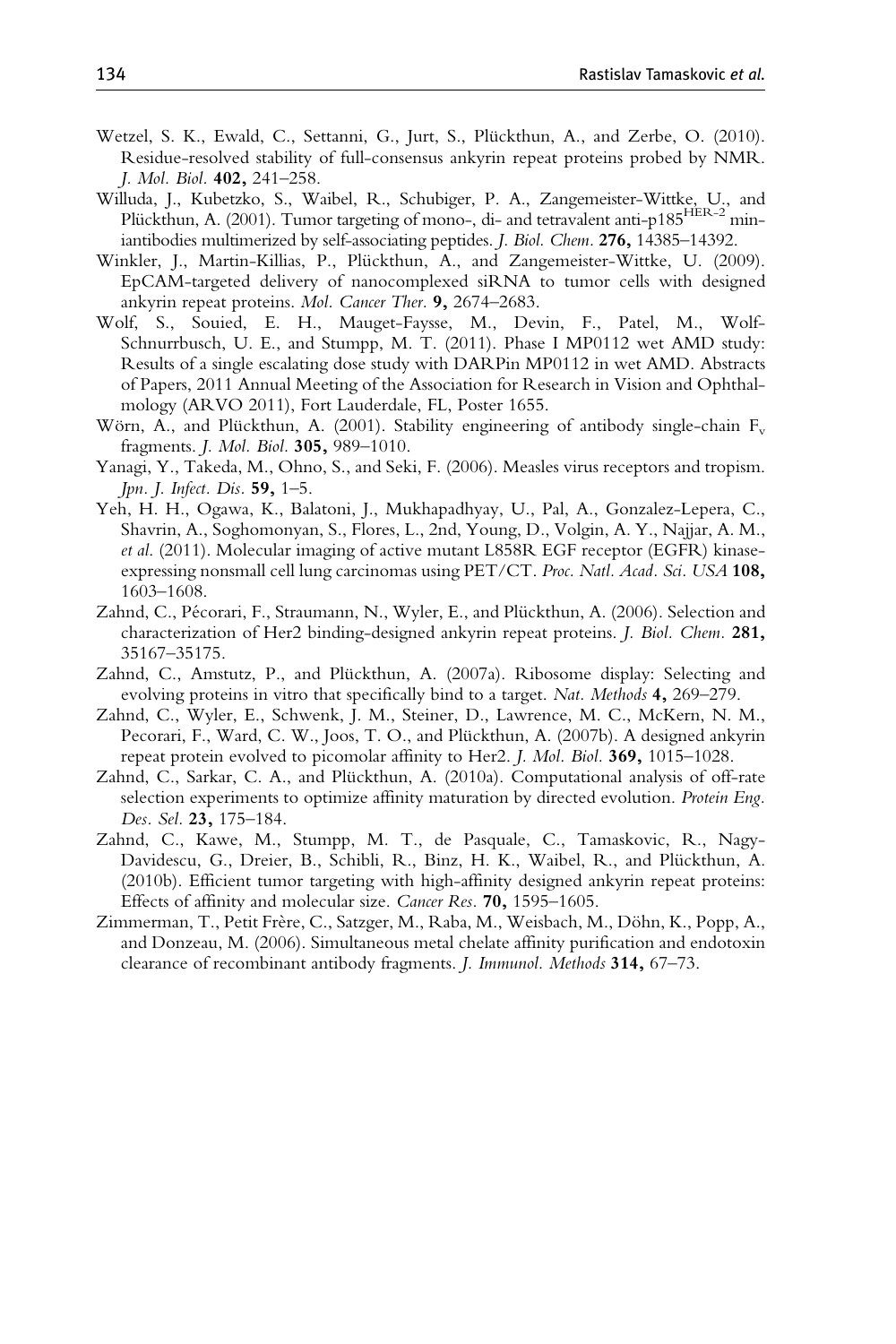Wetzel, S. K., Ewald, C., Settanni, G., Jurt, S., Plückthun, A., and Zerbe, O. (2010). Residue-resolved stability of full-consensus ankyrin repeat proteins probed by NMR. *J. Mol. Biol.* **402,** 241–258.

Willuda, J., Kubetzko, S., Waibel, R., Schubiger, P. A., Zangemeister-Wittke, U., and Plückthun, A. (2001). Tumor targeting of mono-, di- and tetravalent anti-p185$^{HER-2}$ miniantibodies multimerized by self-associating peptides. *J. Biol. Chem.* **276,** 14385–14392.

Winkler, J., Martin-Killias, P., Plückthun, A., and Zangemeister-Wittke, U. (2009). EpCAM-targeted delivery of nanocomplexed siRNA to tumor cells with designed ankyrin repeat proteins. *Mol. Cancer Ther.* **9,** 2674–2683.

Wolf, S., Souied, E. H., Mauget-Faysse, M., Devin, F., Patel, M., Wolf-Schnurrbusch, U. E., and Stumpp, M. T. (2011). Phase I MP0112 wet AMD study: Results of a single escalating dose study with DARPin MP0112 in wet AMD. Abstracts of Papers, 2011 Annual Meeting of the Association for Research in Vision and Ophthalmology (ARVO 2011), Fort Lauderdale, FL, Poster 1655.

Wörn, A., and Plückthun, A. (2001). Stability engineering of antibody single-chain $F_v$ fragments. *J. Mol. Biol.* **305,** 989–1010.

Yanagi, Y., Takeda, M., Ohno, S., and Seki, F. (2006). Measles virus receptors and tropism. *Jpn. J. Infect. Dis.* **59,** 1–5.

Yeh, H. H., Ogawa, K., Balatoni, J., Mukhapadhyay, U., Pal, A., Gonzalez-Lepera, C., Shavrin, A., Soghomonyan, S., Flores, L., 2nd, Young, D., Volgin, A. Y., Najjar, A. M., *et al.* (2011). Molecular imaging of active mutant L858R EGF receptor (EGFR) kinase-expressing nonsmall cell lung carcinomas using PET/CT. *Proc. Natl. Acad. Sci. USA* **108,** 1603–1608.

Zahnd, C., Pécorari, F., Straumann, N., Wyler, E., and Plückthun, A. (2006). Selection and characterization of Her2 binding-designed ankyrin repeat proteins. *J. Biol. Chem.* **281,** 35167–35175.

Zahnd, C., Amstutz, P., and Plückthun, A. (2007a). Ribosome display: Selecting and evolving proteins in vitro that specifically bind to a target. *Nat. Methods* **4,** 269–279.

Zahnd, C., Wyler, E., Schwenk, J. M., Steiner, D., Lawrence, M. C., McKern, N. M., Pecorari, F., Ward, C. W., Joos, T. O., and Plückthun, A. (2007b). A designed ankyrin repeat protein evolved to picomolar affinity to Her2. *J. Mol. Biol.* **369,** 1015–1028.

Zahnd, C., Sarkar, C. A., and Plückthun, A. (2010a). Computational analysis of off-rate selection experiments to optimize affinity maturation by directed evolution. *Protein Eng. Des. Sel.* **23,** 175–184.

Zahnd, C., Kawe, M., Stumpp, M. T., de Pasquale, C., Tamaskovic, R., Nagy-Davidescu, G., Dreier, B., Schibli, R., Binz, H. K., Waibel, R., and Plückthun, A. (2010b). Efficient tumor targeting with high-affinity designed ankyrin repeat proteins: Effects of affinity and molecular size. *Cancer Res.* **70,** 1595–1605.

Zimmerman, T., Petit Frère, C., Satzger, M., Raba, M., Weisbach, M., Döhn, K., Popp, A., and Donzeau, M. (2006). Simultaneous metal chelate affinity purification and endotoxin clearance of recombinant antibody fragments. *J. Immunol. Methods* **314,** 67–73.